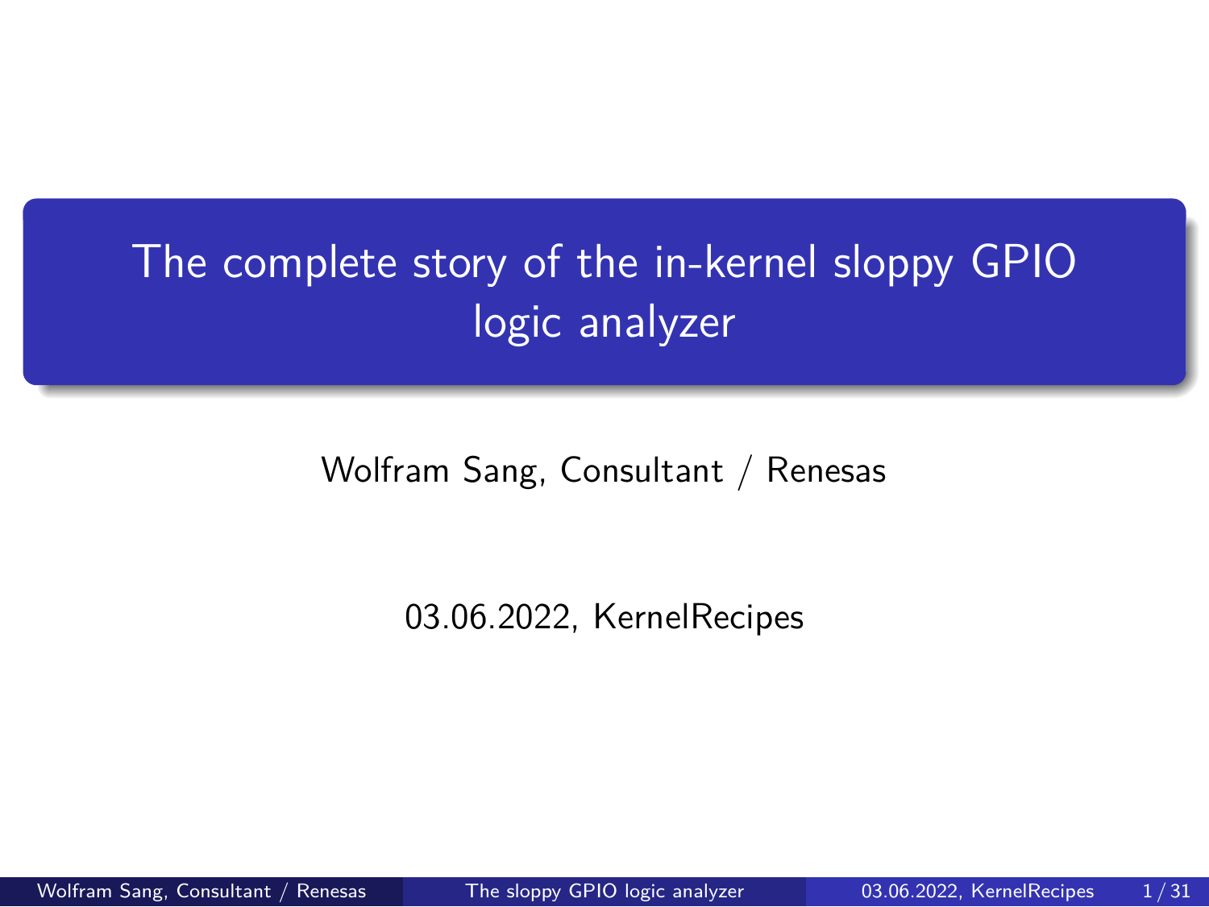# The complete story of the in-kernel sloppy GPIO logic analyzer

Wolfram Sang, Consultant / Renesas

03.06.2022, KernelRecipes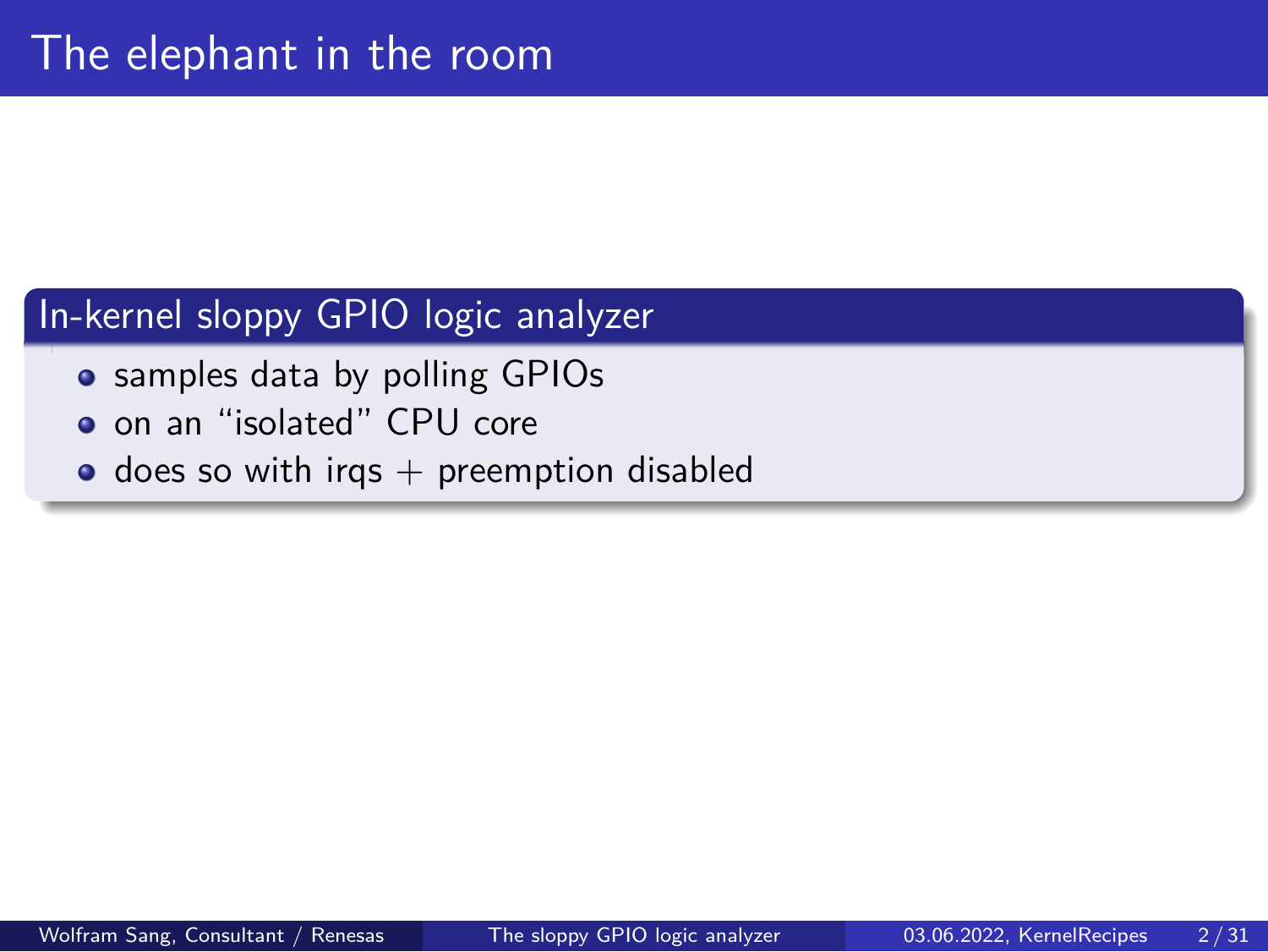# The elephant in the room

## In-kernel sloppy GPIO logic analyzer

- samples data by polling GPIOs
- on an “isolated” CPU core
- does so with irqs + preemption disabled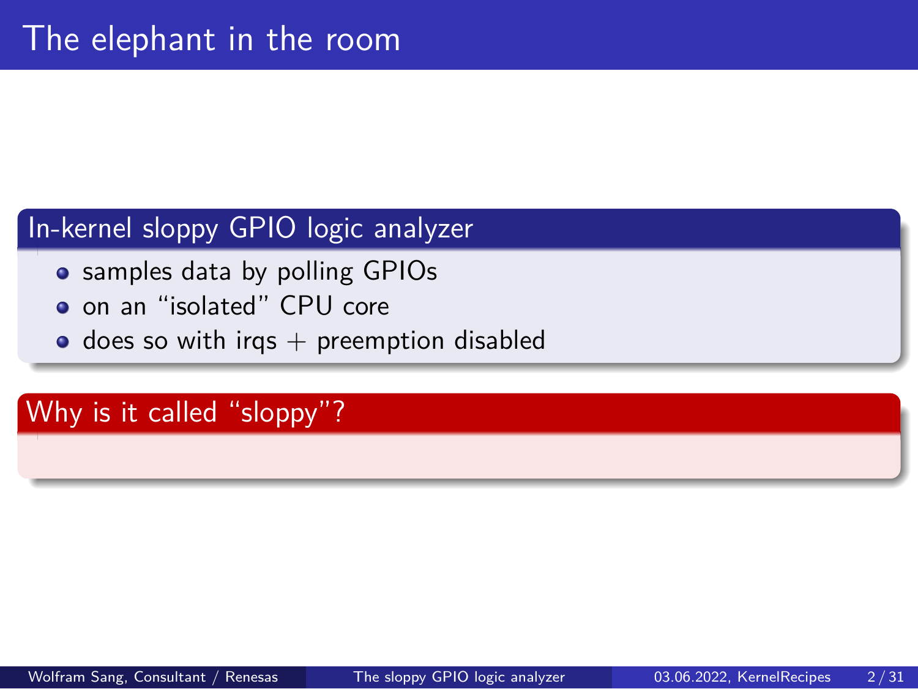# The elephant in the room

## In-kernel sloppy GPIO logic analyzer

- samples data by polling GPIOs
- on an “isolated” CPU core
- does so with irqs + preemption disabled

## Why is it called “sloppy”?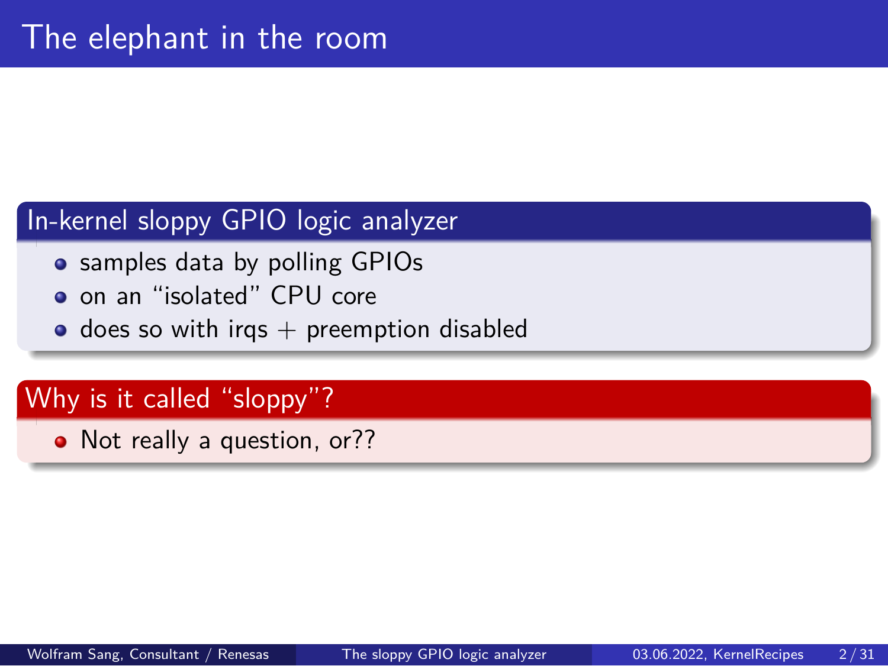# The elephant in the room

## In-kernel sloppy GPIO logic analyzer

- samples data by polling GPIOs
- on an “isolated” CPU core
- does so with irqs + preemption disabled

## Why is it called “sloppy”?

- Not really a question, or??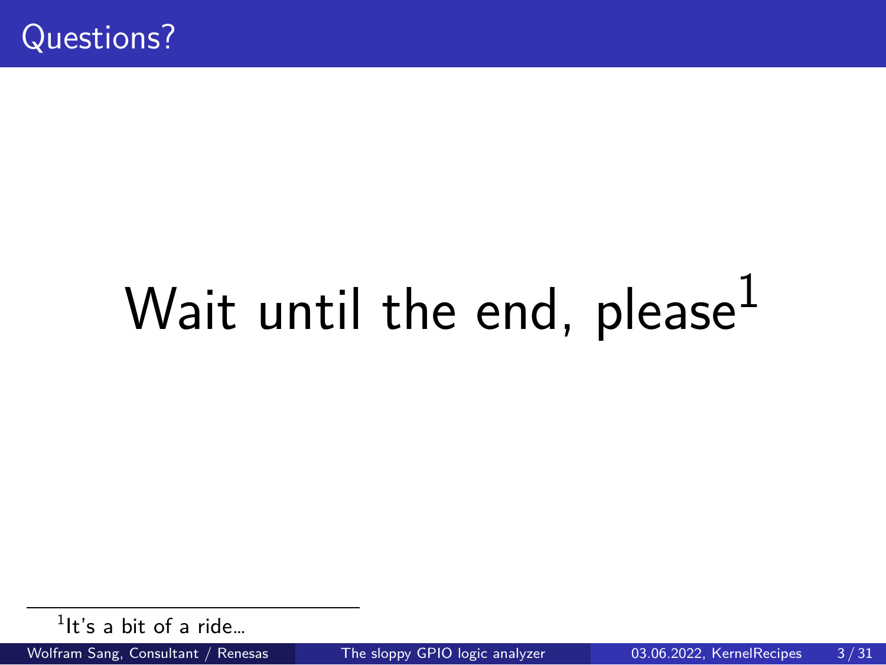## Questions?

# Wait until the end, please[1]

[1] It's a bit of a ride...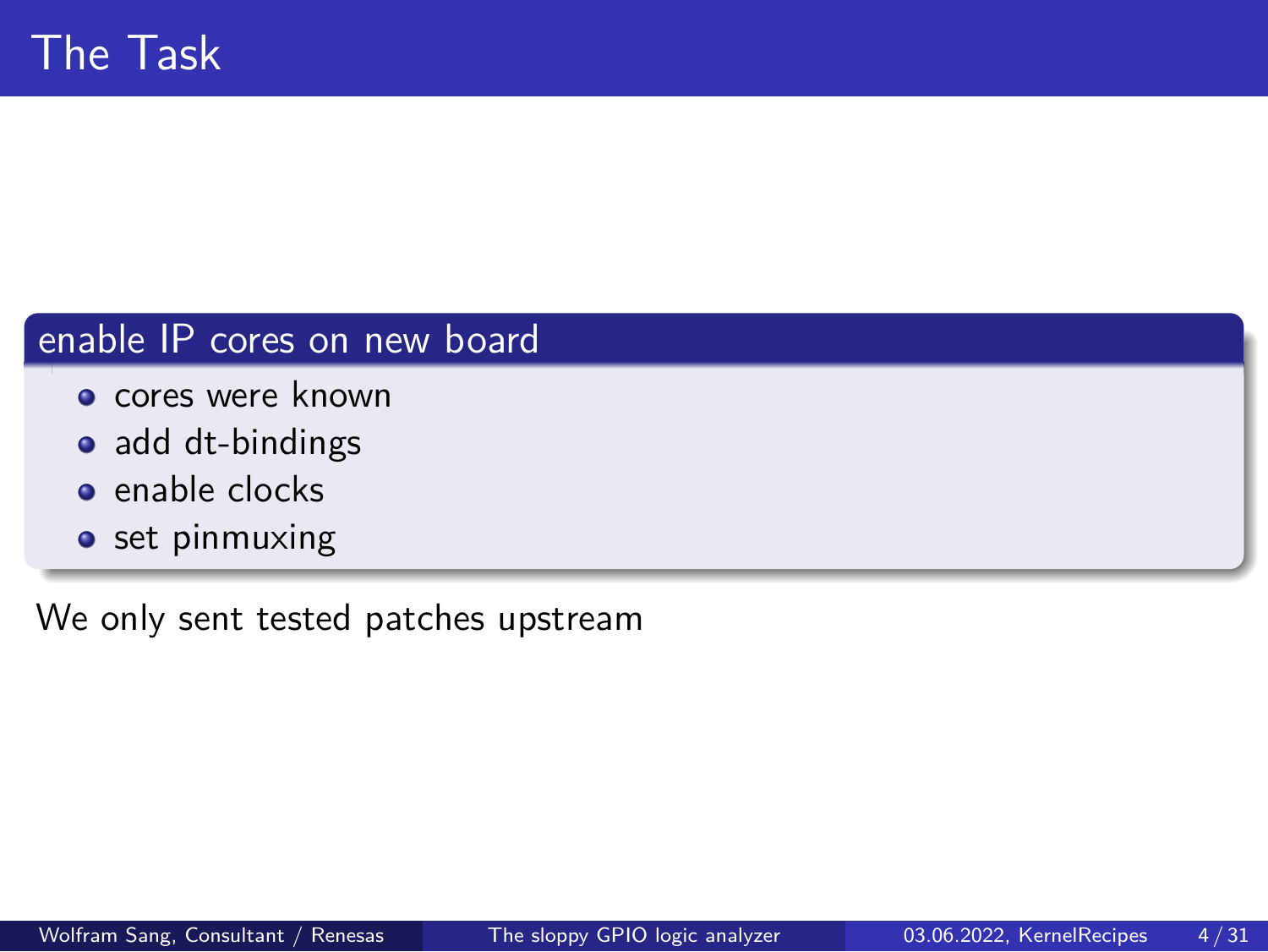# The Task

### enable IP cores on new board

- cores were known
- add dt-bindings
- enable clocks
- set pinmuxing

We only sent tested patches upstream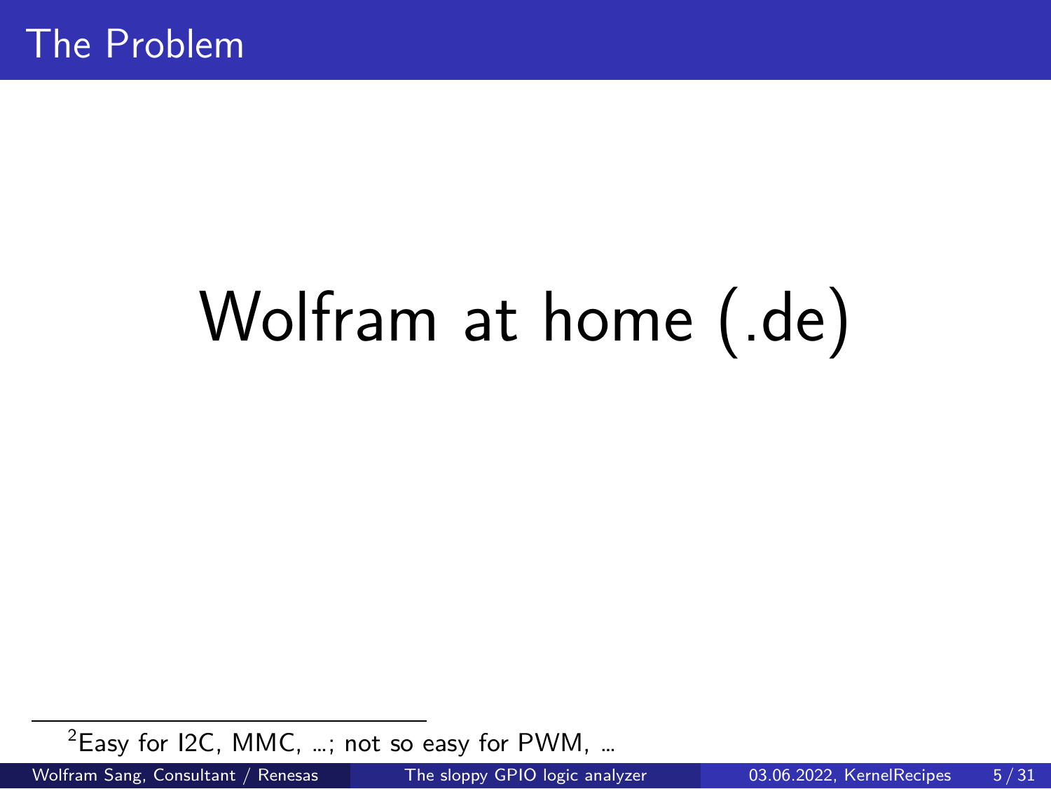# The Problem

Wolfram at home (.de)

[2] Easy for I2C, MMC, ...; not so easy for PWM, ...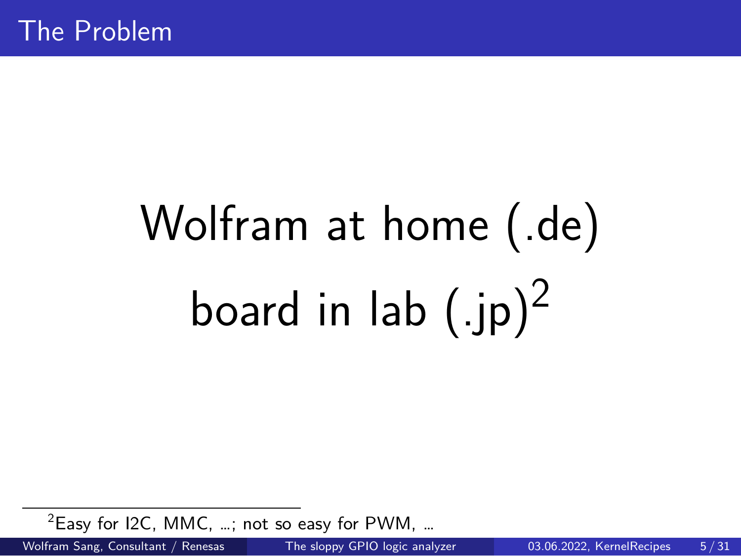# The Problem

Wolfram at home (.de)

board in lab (.jp)[2]

---

[2] Easy for I2C, MMC, ...; not so easy for PWM, ...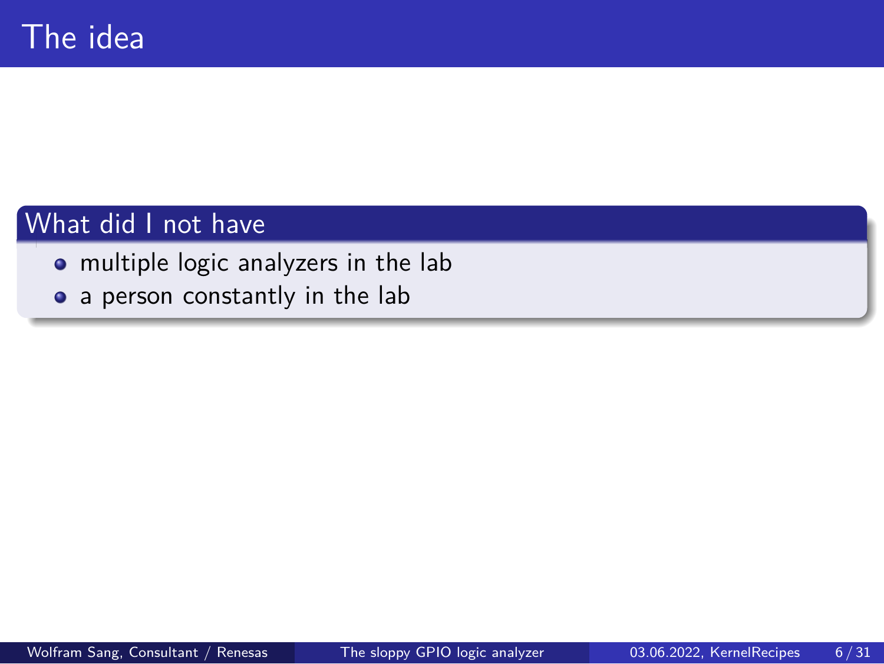# The idea

## What did I not have

- multiple logic analyzers in the lab
- a person constantly in the lab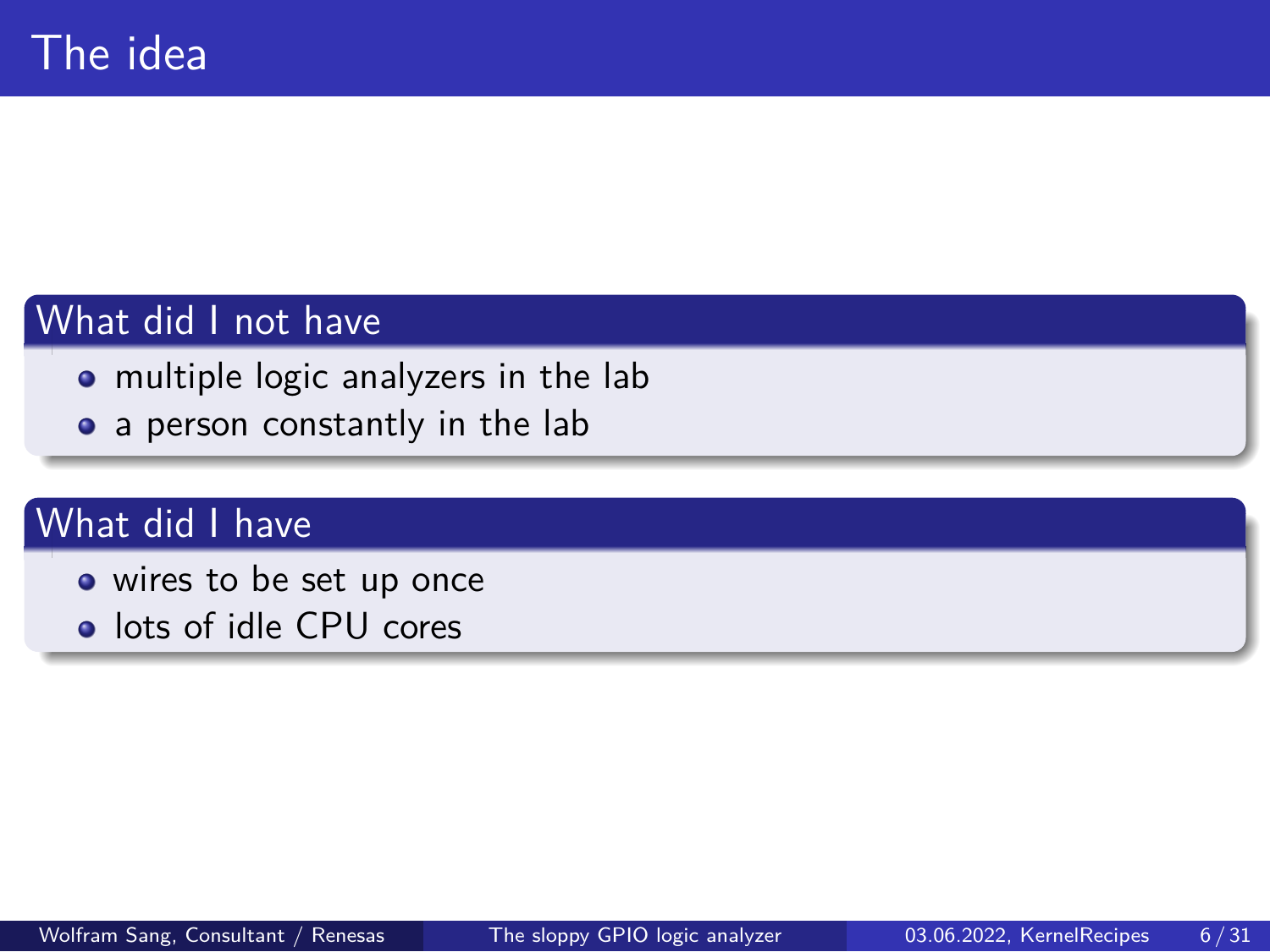# The idea

## What did I not have

- multiple logic analyzers in the lab
- a person constantly in the lab

## What did I have

- wires to be set up once
- lots of idle CPU cores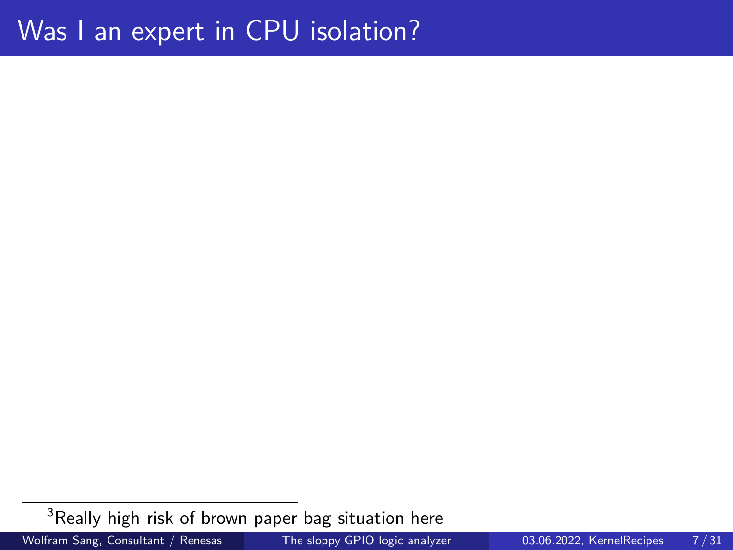# Was I an expert in CPU isolation?

[3] Really high risk of brown paper bag situation here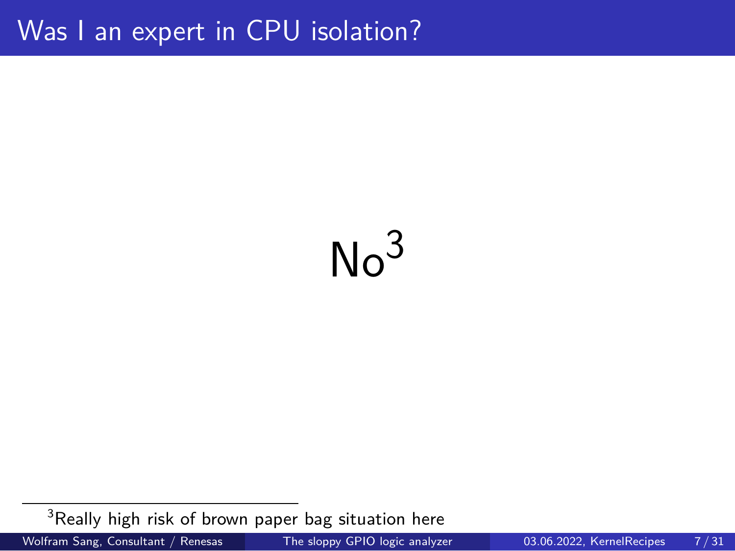# Was I an expert in CPU isolation?

No[3]

[3] Really high risk of brown paper bag situation here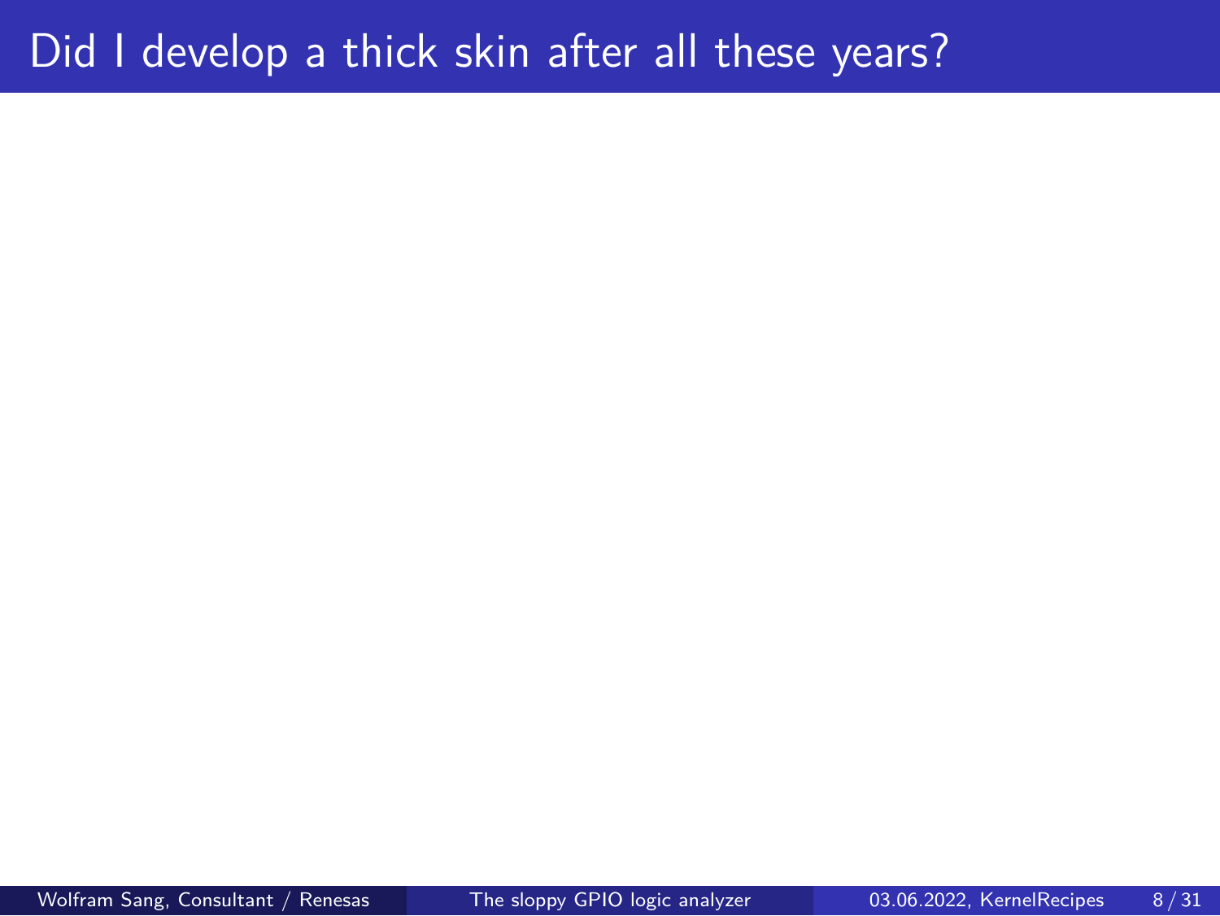# Did I develop a thick skin after all these years?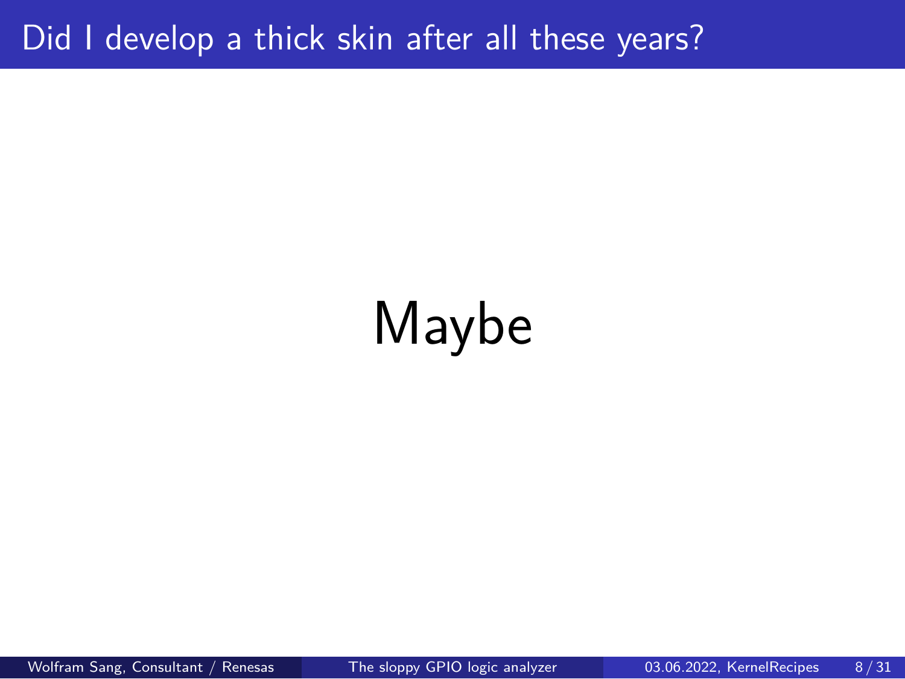# Did I develop a thick skin after all these years?

Maybe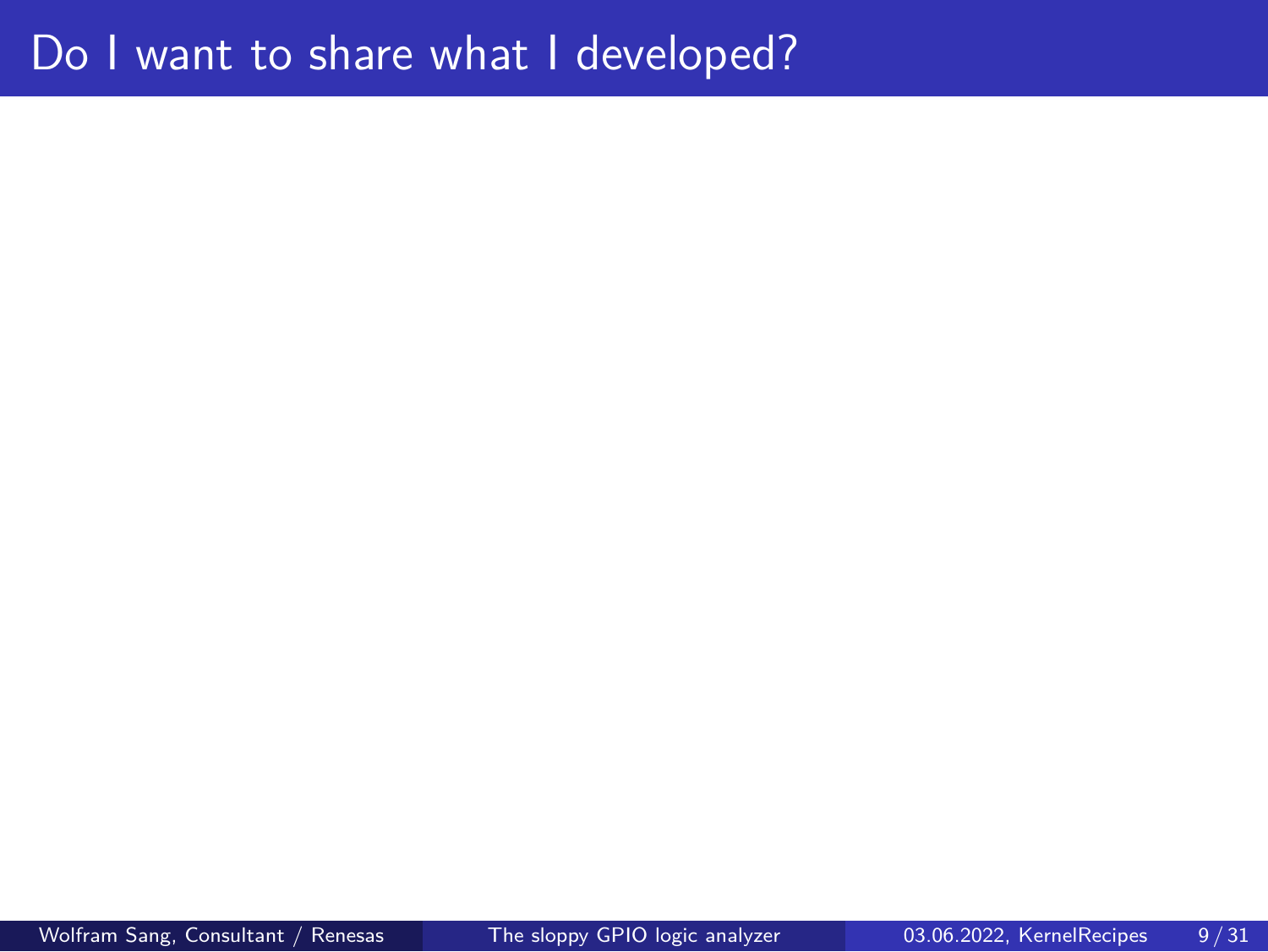# Do I want to share what I developed?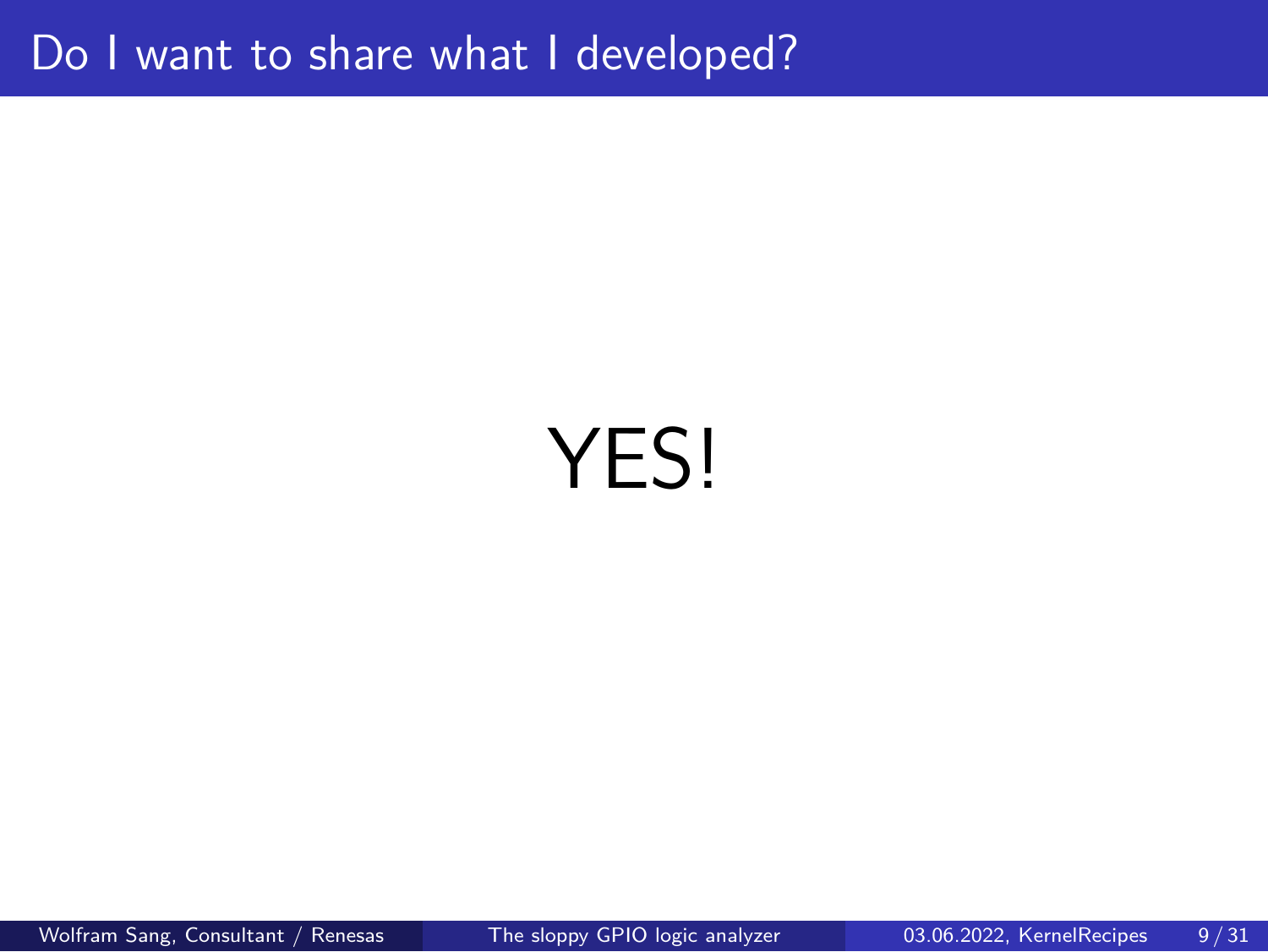# Do I want to share what I developed?

YES!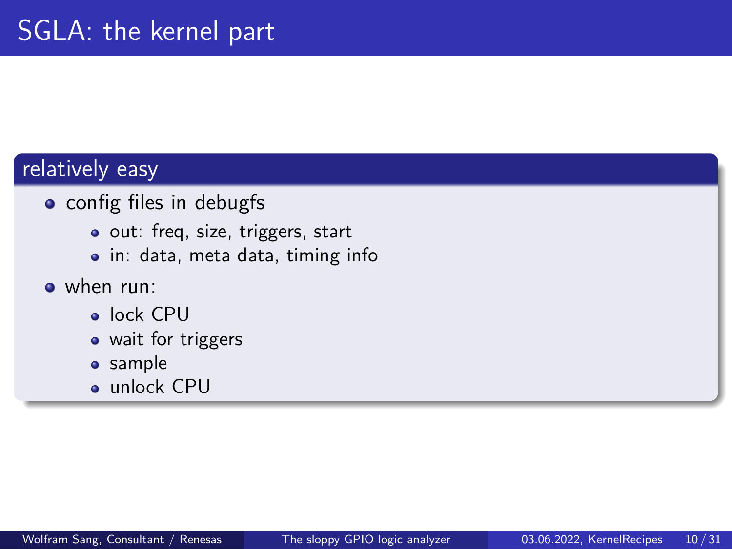# SGLA: the kernel part

## relatively easy

- config files in debugfs
  - out: freq, size, triggers, start
  - in: data, meta data, timing info
- when run:
  - lock CPU
  - wait for triggers
  - sample
  - unlock CPU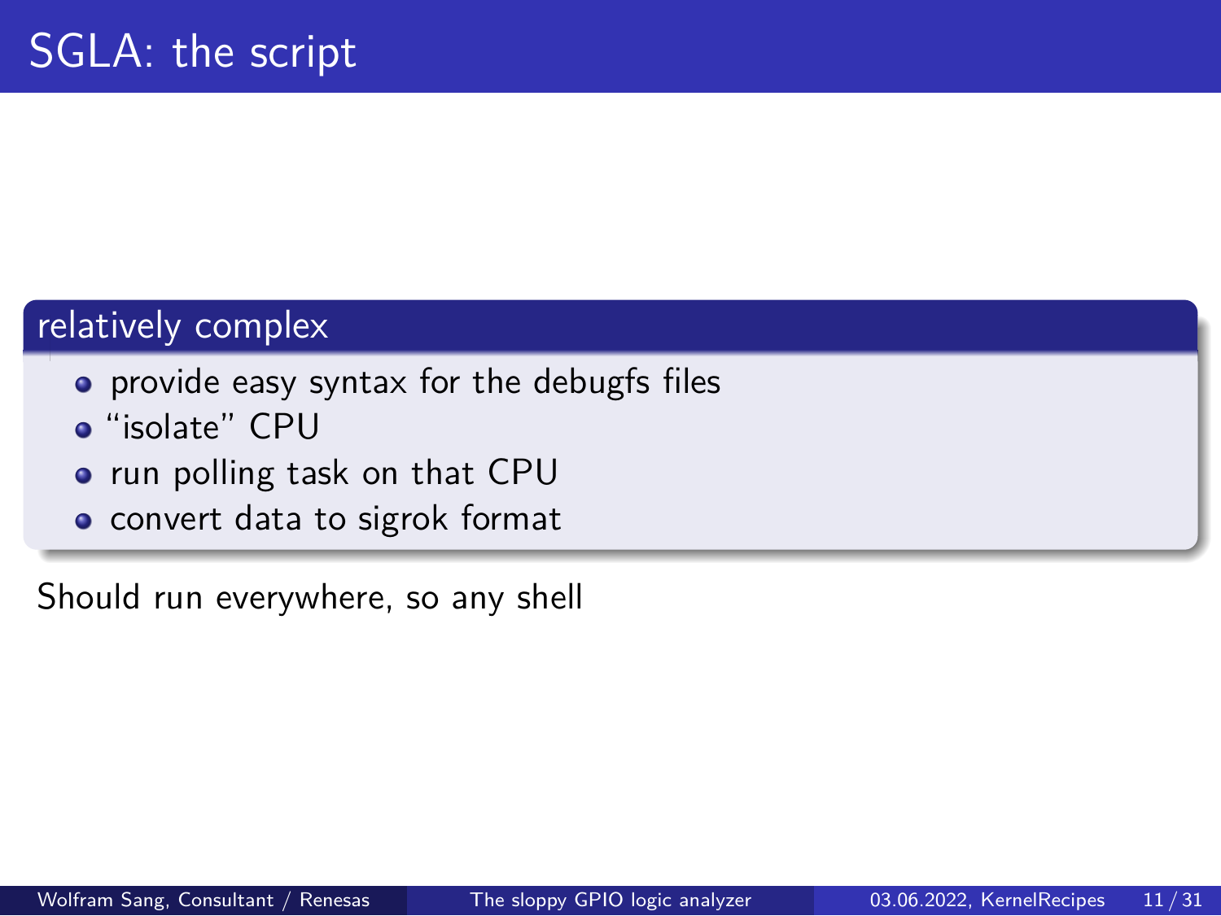# SGLA: the script

### relatively complex

- provide easy syntax for the debugfs files
- “isolate” CPU
- run polling task on that CPU
- convert data to sigrok format

Should run everywhere, so any shell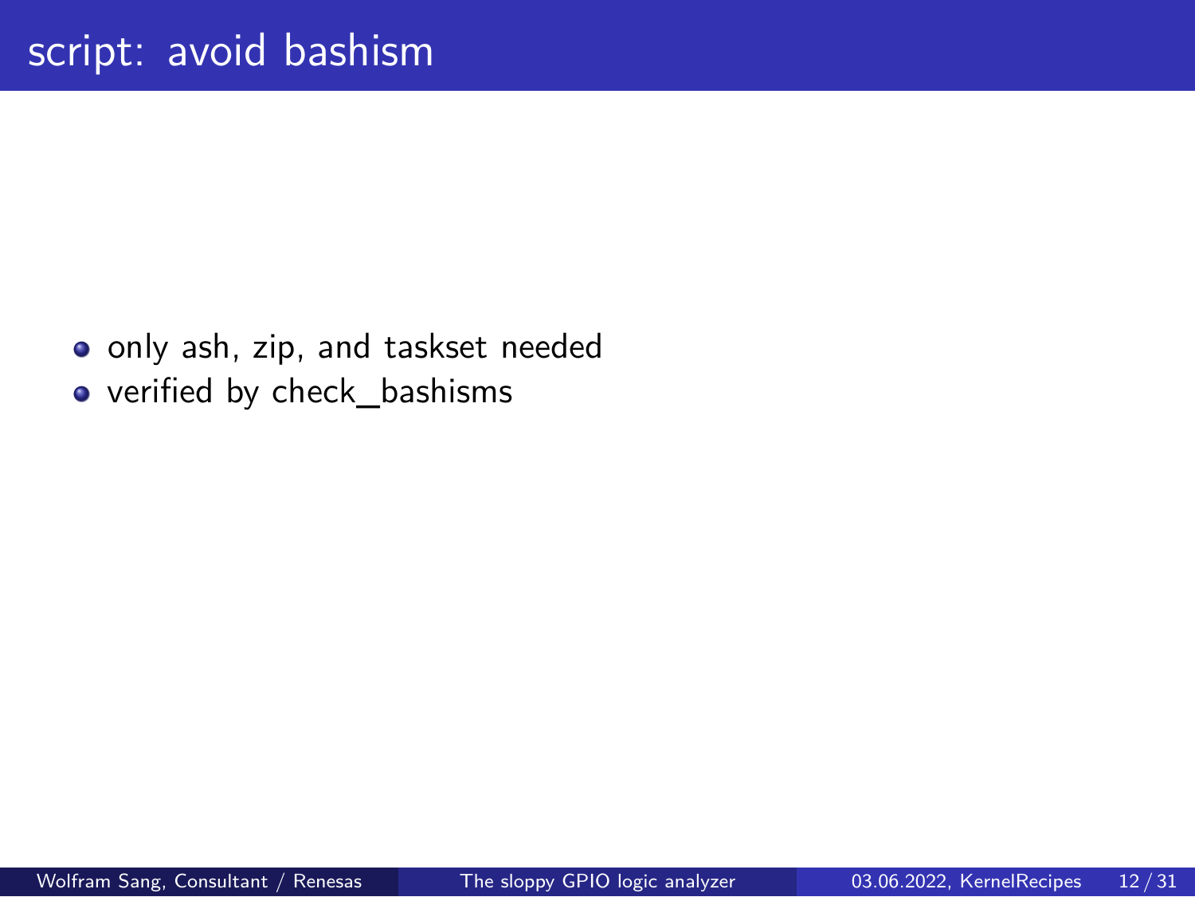# script: avoid bashism

- only ash, zip, and taskset needed
- verified by check_bashisms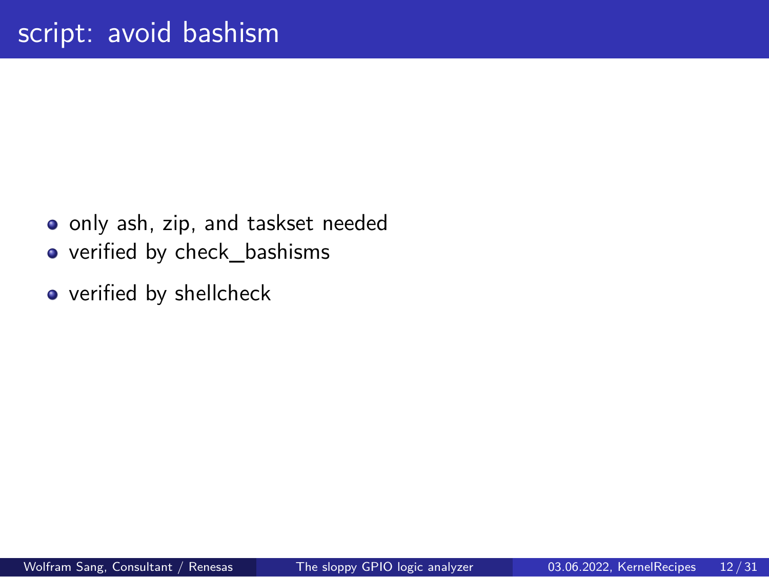# script: avoid bashism

- only ash, zip, and taskset needed
- verified by check_bashisms
- verified by shellcheck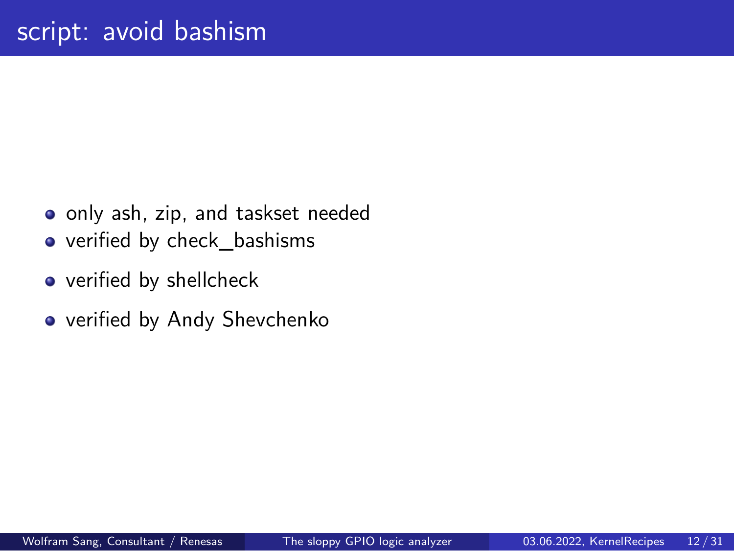# script: avoid bashism

- only ash, zip, and taskset needed
- verified by check_bashisms
- verified by shellcheck
- verified by Andy Shevchenko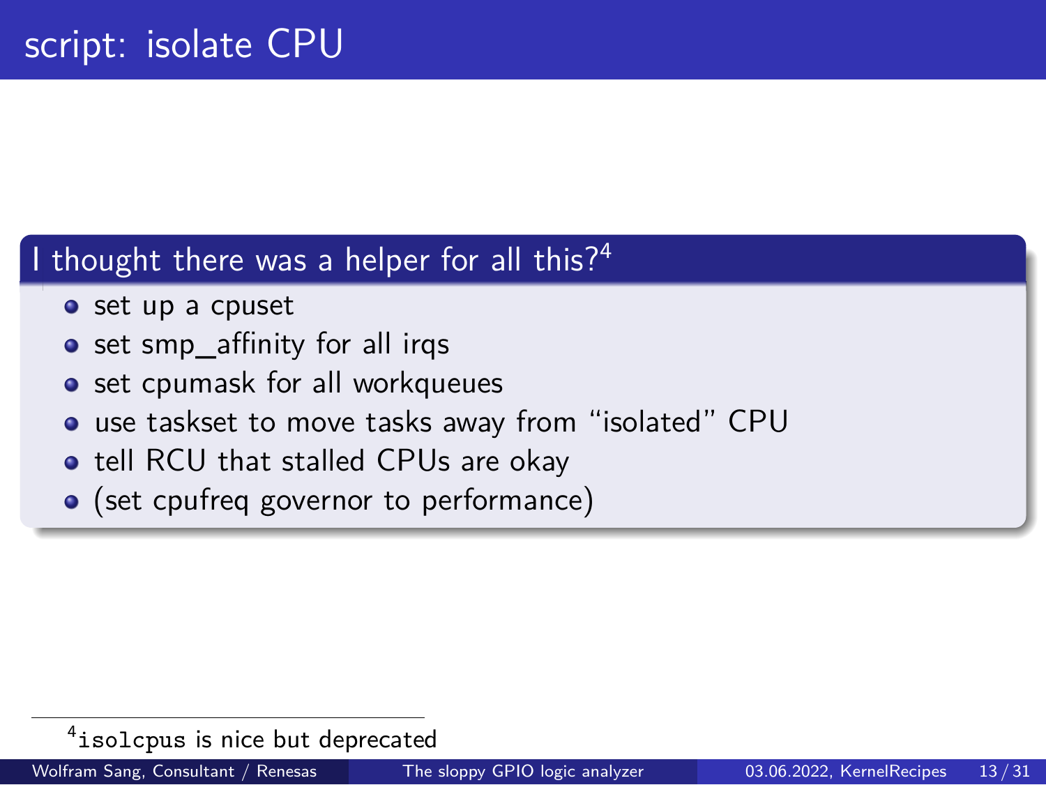# script: isolate CPU

## I thought there was a helper for all this?[4]

- set up a cpuset
- set smp_affinity for all irqs
- set cpumask for all workqueues
- use taskset to move tasks away from "isolated" CPU
- tell RCU that stalled CPUs are okay
- (set cpufreq governor to performance)

[4] `isolcpus` is nice but deprecated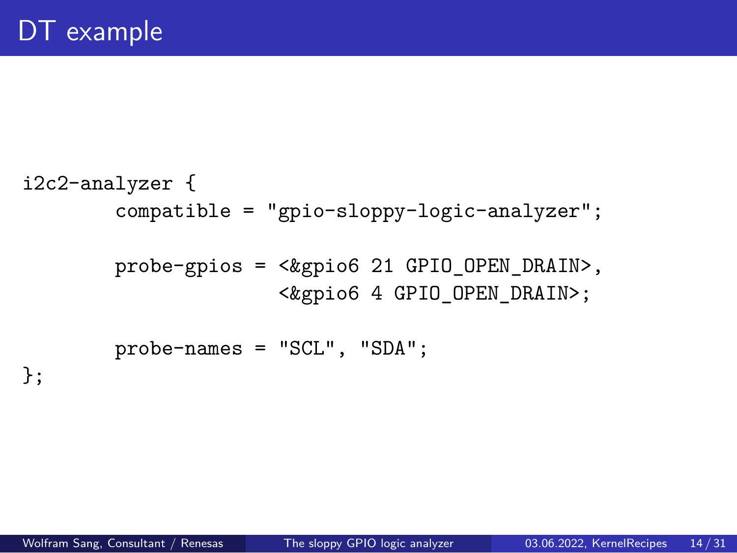# DT example

```
i2c2-analyzer {
        compatible = "gpio-sloppy-logic-analyzer";

        probe-gpios = <&gpio6 21 GPIO_OPEN_DRAIN>,
                      <&gpio6 4 GPIO_OPEN_DRAIN>;

        probe-names = "SCL", "SDA";
};
```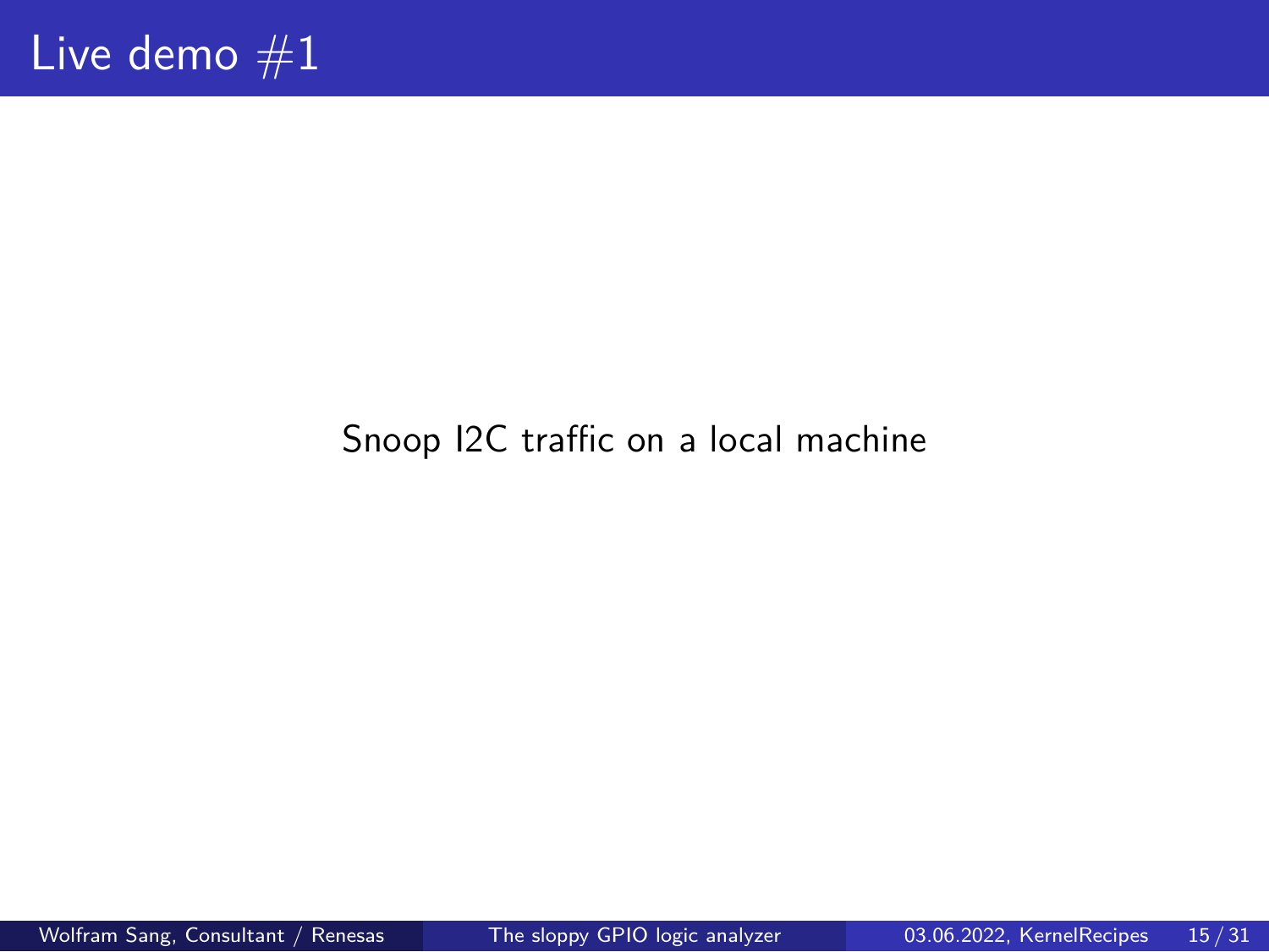# Live demo #1

Snoop I2C traffic on a local machine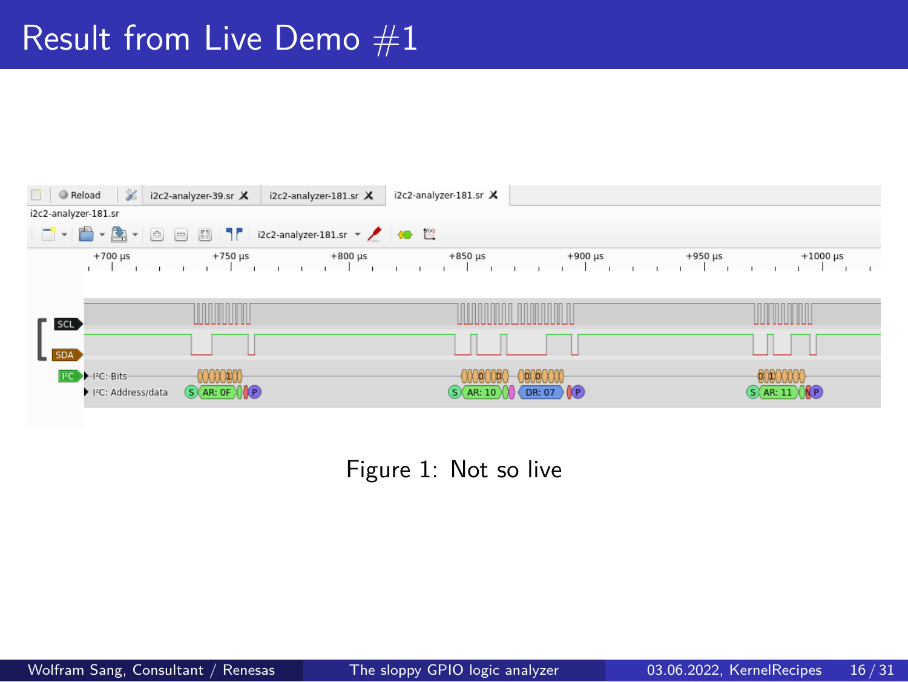# Result from Live Demo #1

Figure 1: Not so live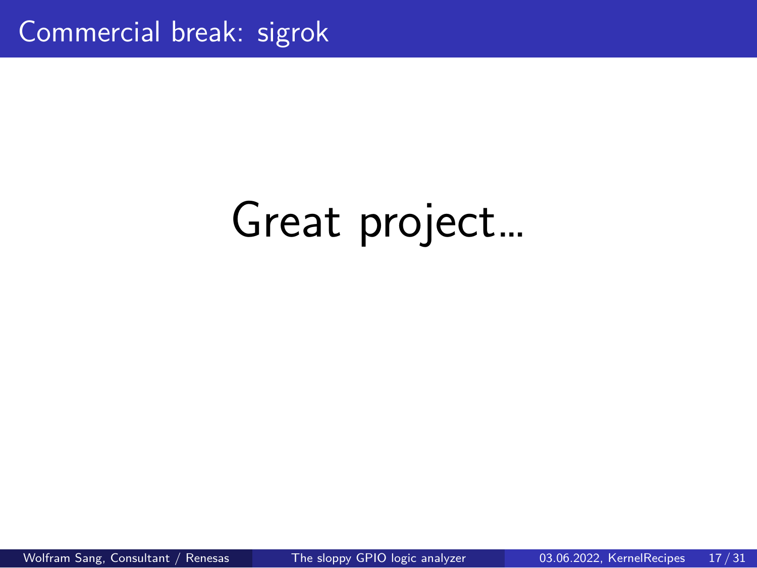# Commercial break: sigrok

Great project...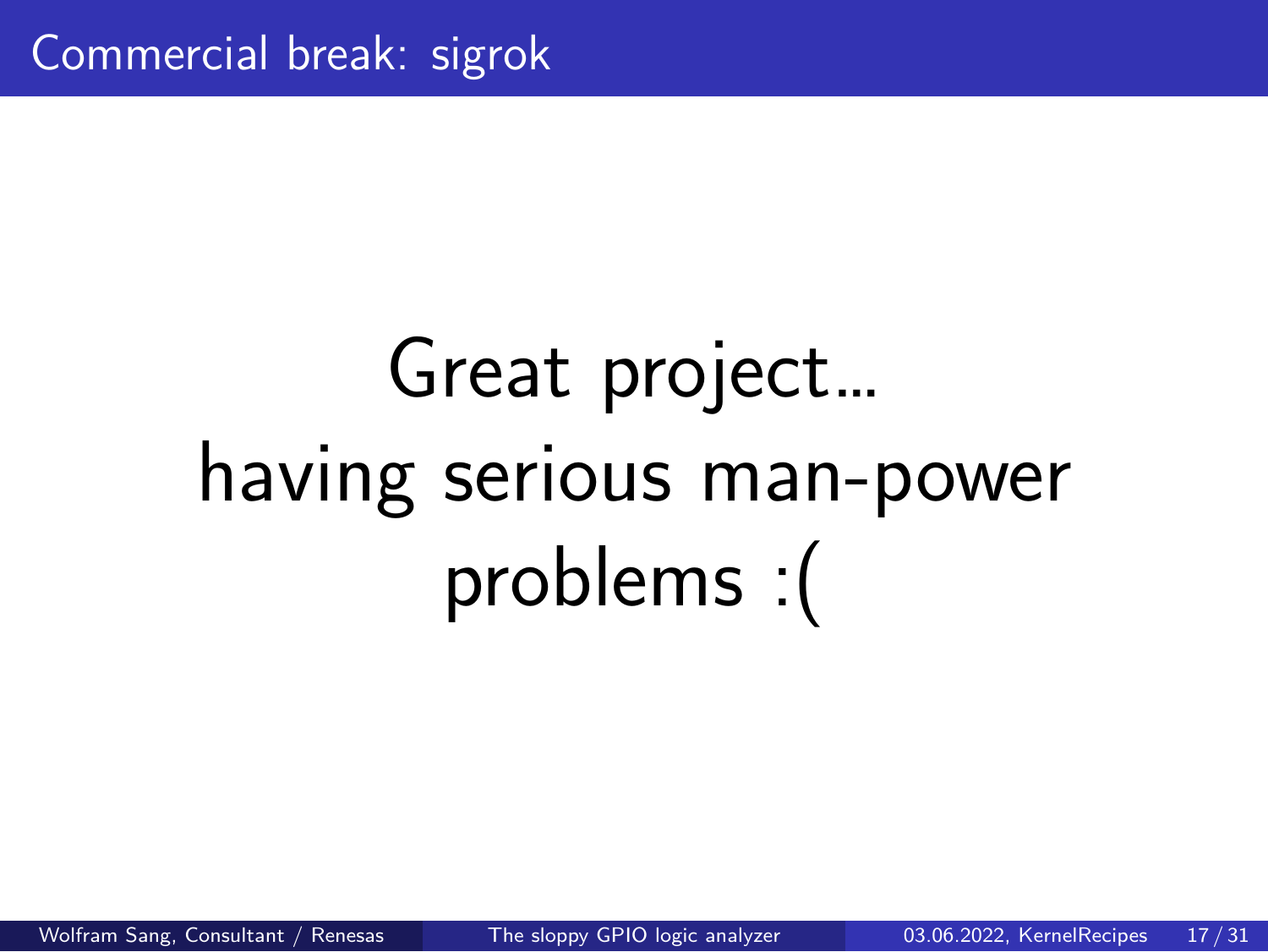# Commercial break: sigrok

Great project...
having serious man-power problems :(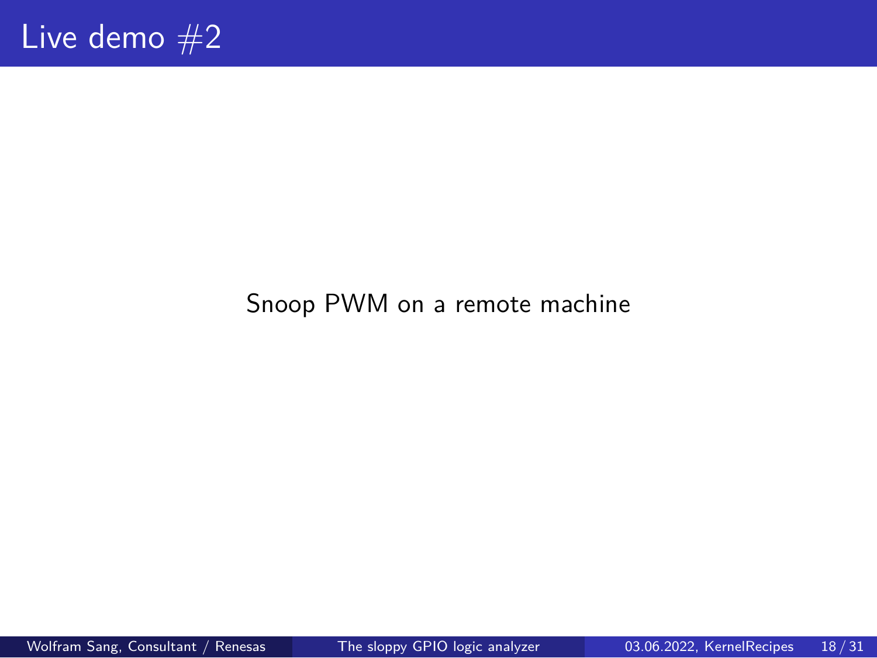# Live demo #2

Snoop PWM on a remote machine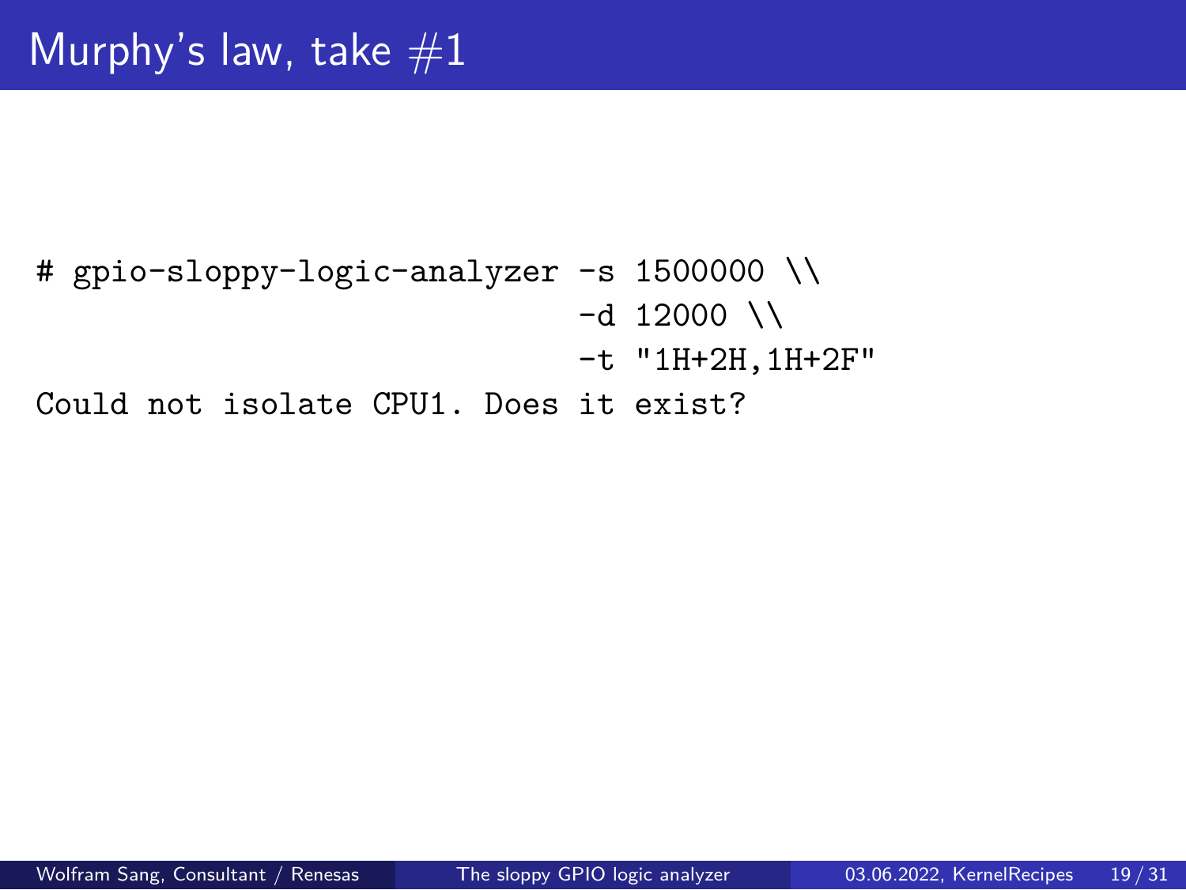# Murphy's law, take #1

```
# gpio-sloppy-logic-analyzer -s 1500000 \\
                             -d 12000 \\
                             -t "1H+2H,1H+2F"
Could not isolate CPU1. Does it exist?
```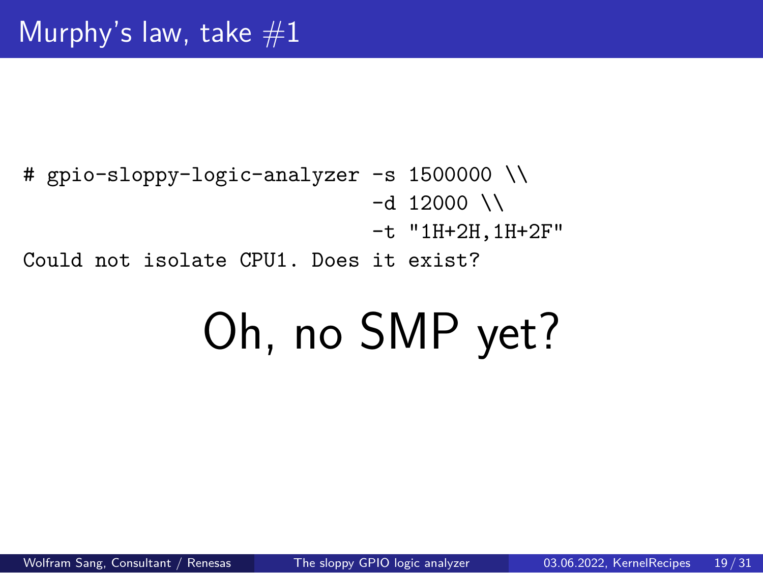# Murphy's law, take #1

```
# gpio-sloppy-logic-analyzer -s 1500000 \\
                             -d 12000 \\
                             -t "1H+2H,1H+2F"
Could not isolate CPU1. Does it exist?
```

Oh, no SMP yet?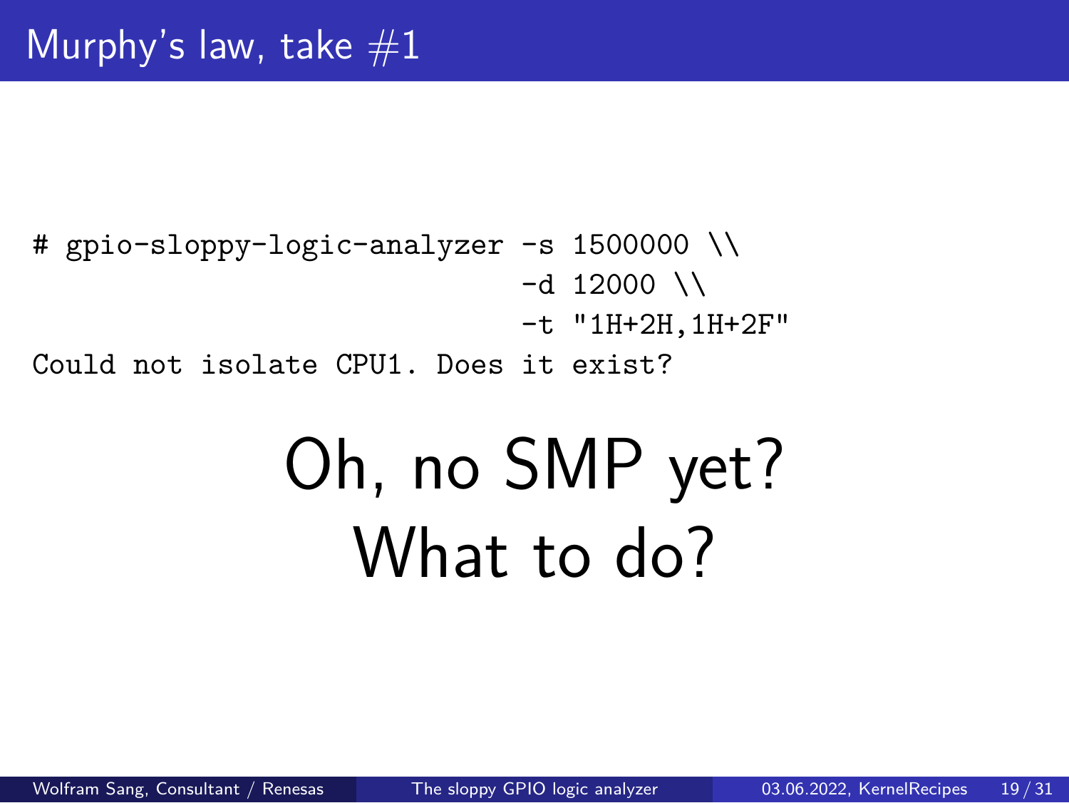# Murphy's law, take #1

```
# gpio-sloppy-logic-analyzer -s 1500000 \\
                              -d 12000 \\
                              -t "1H+2H,1H+2F"
Could not isolate CPU1. Does it exist?
```

Oh, no SMP yet?
What to do?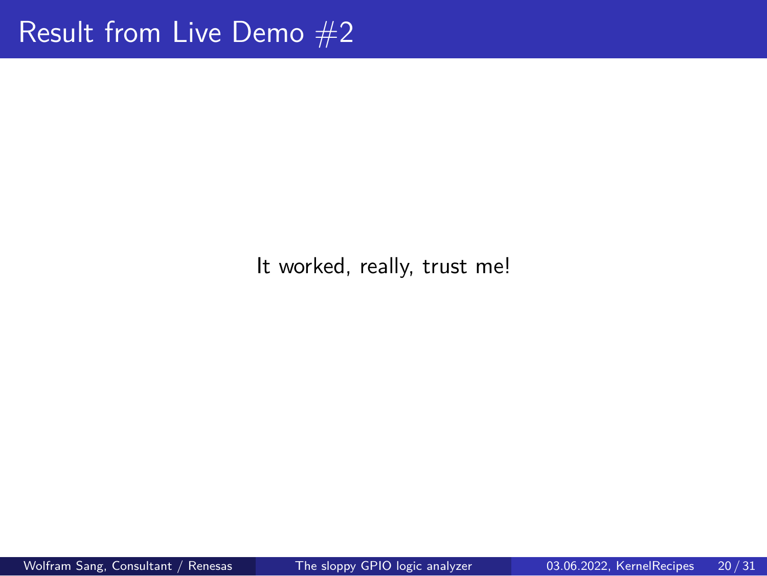# Result from Live Demo #2

It worked, really, trust me!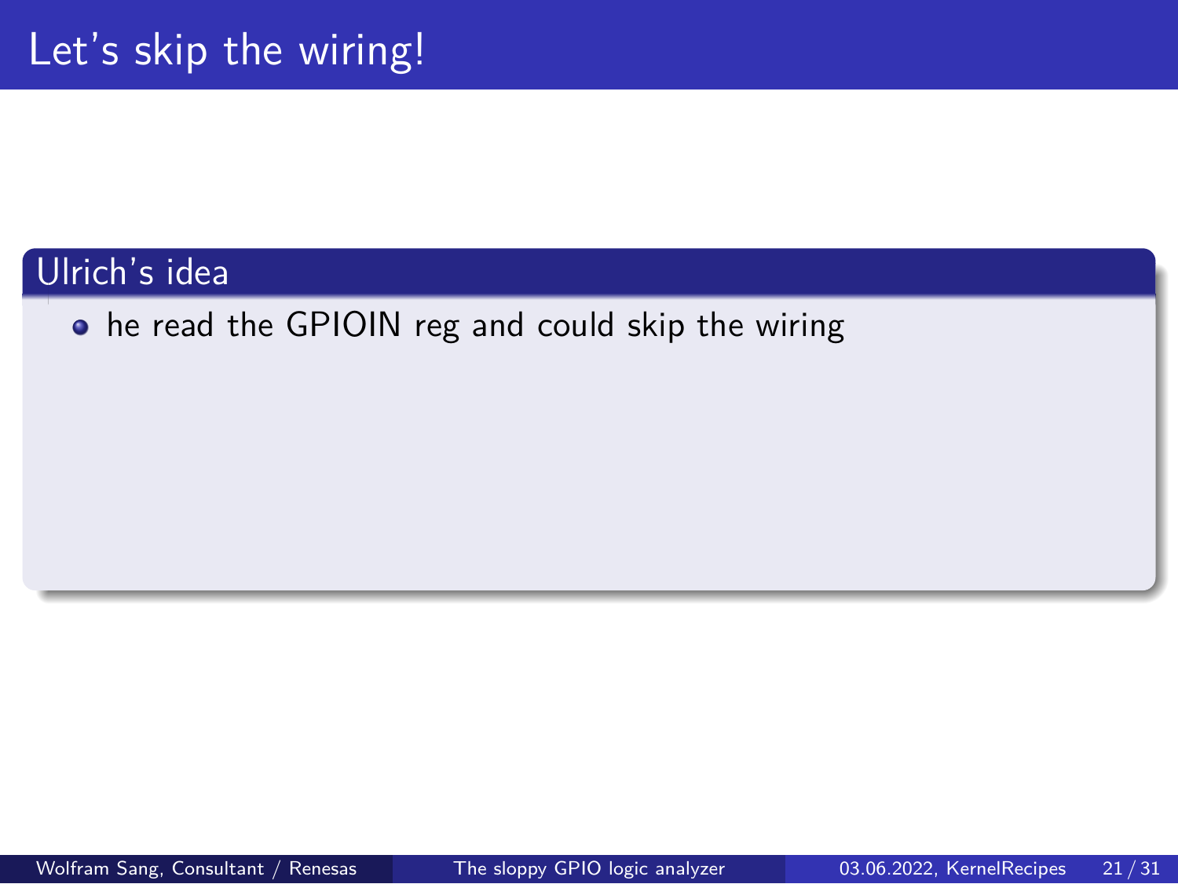# Let's skip the wiring!

## Ulrich's idea

- he read the GPIOIN reg and could skip the wiring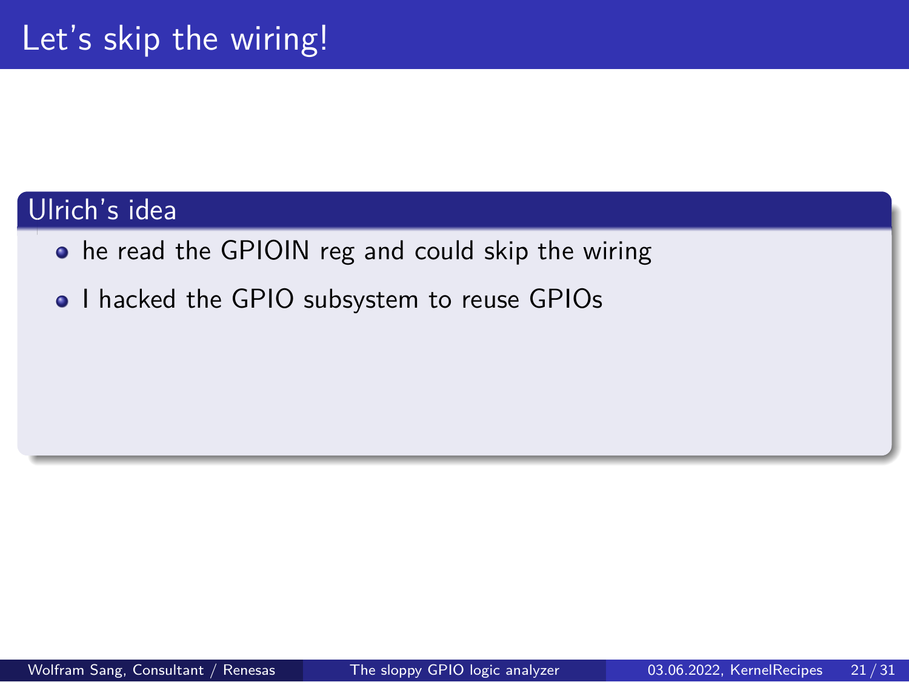# Let's skip the wiring!

## Ulrich's idea

- he read the GPIOIN reg and could skip the wiring
- I hacked the GPIO subsystem to reuse GPIOs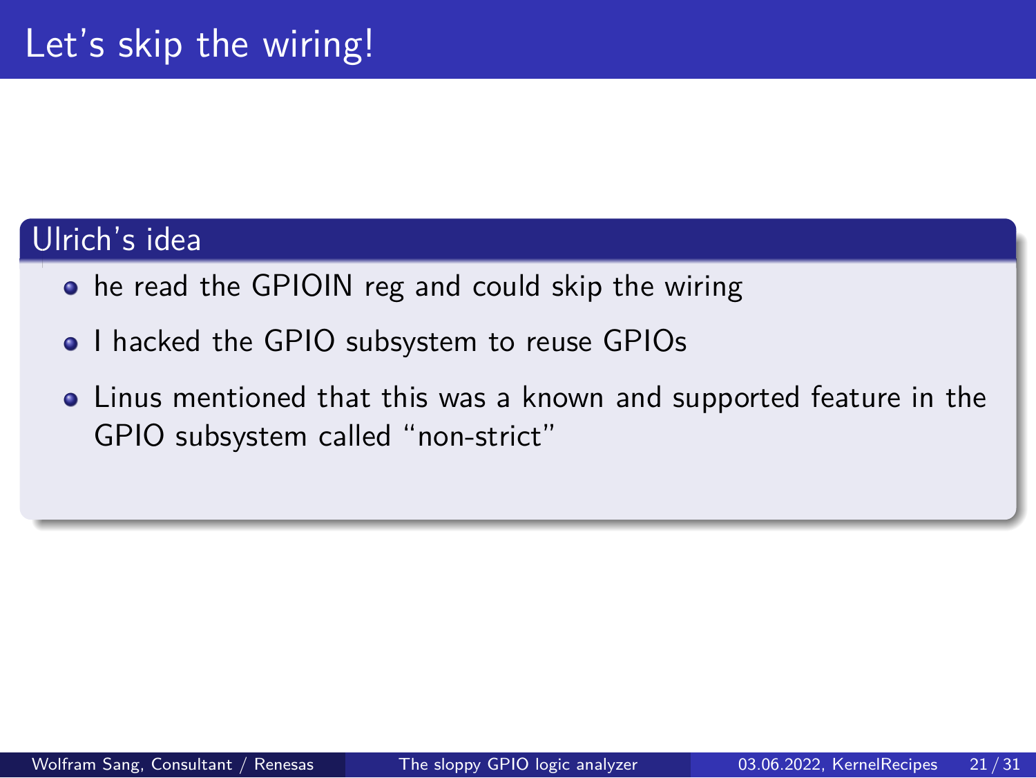# Let's skip the wiring!

## Ulrich's idea

- he read the GPIOIN reg and could skip the wiring
- I hacked the GPIO subsystem to reuse GPIOs
- Linus mentioned that this was a known and supported feature in the GPIO subsystem called "non-strict"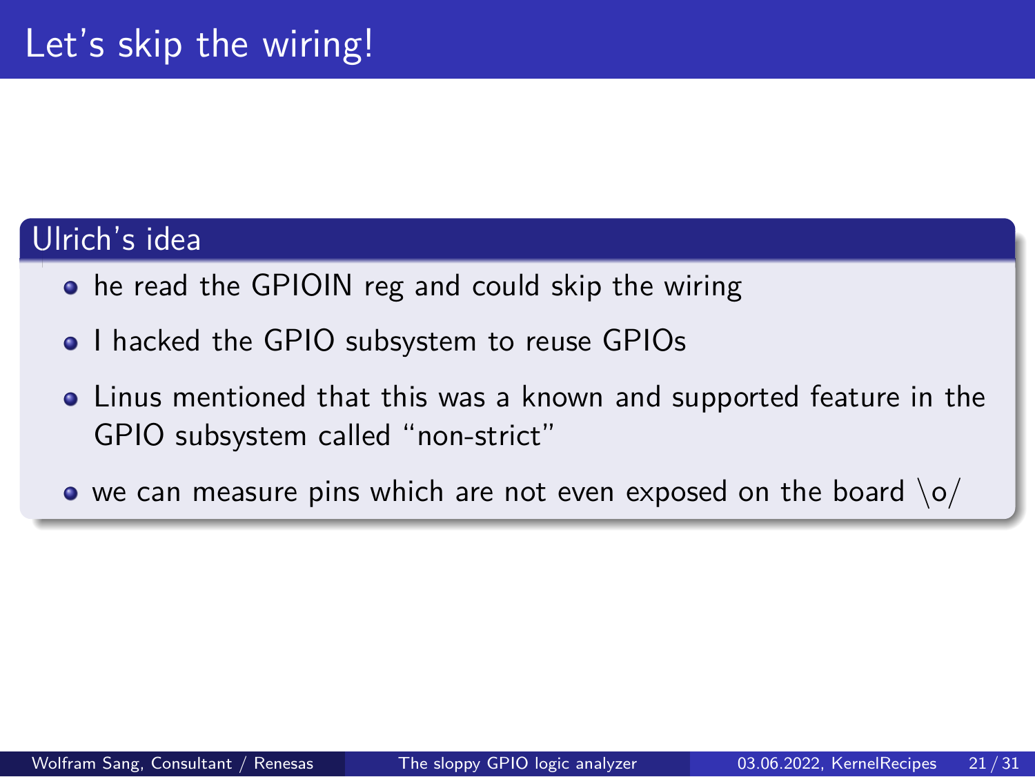# Let's skip the wiring!

## Ulrich's idea

- he read the GPIOIN reg and could skip the wiring
- I hacked the GPIO subsystem to reuse GPIOs
- Linus mentioned that this was a known and supported feature in the GPIO subsystem called "non-strict"
- we can measure pins which are not even exposed on the board \o/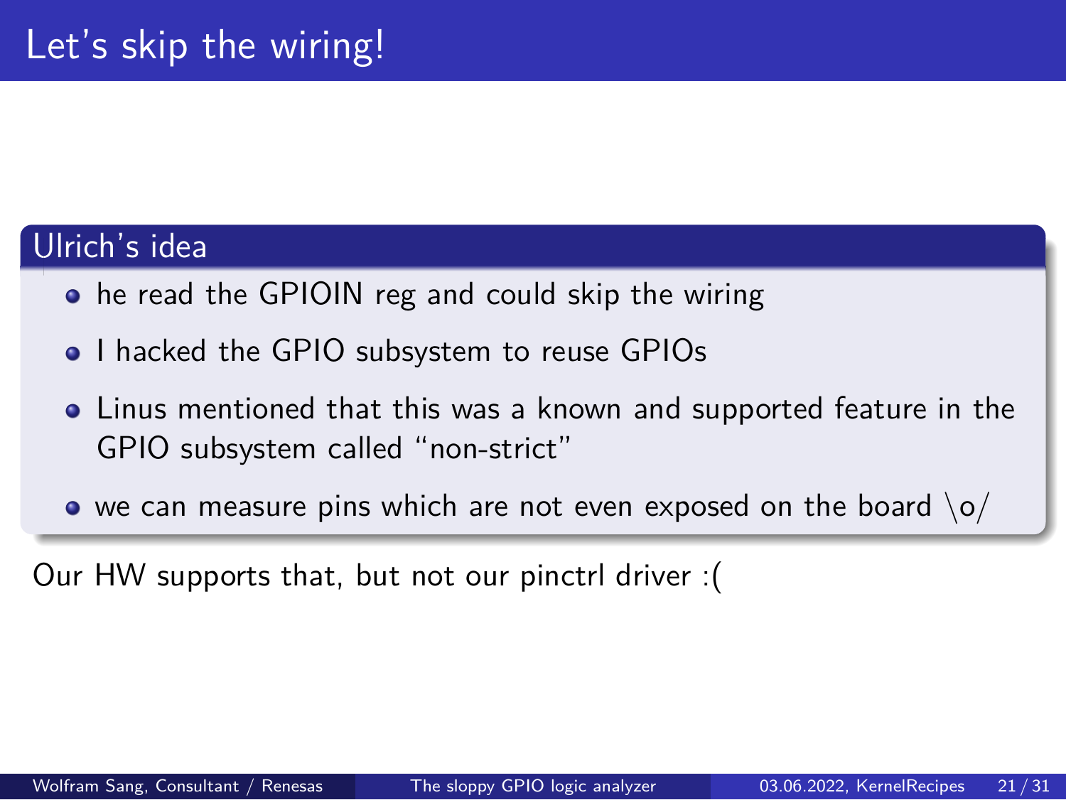# Let's skip the wiring!

## Ulrich's idea

- he read the GPIOIN reg and could skip the wiring
- I hacked the GPIO subsystem to reuse GPIOs
- Linus mentioned that this was a known and supported feature in the GPIO subsystem called "non-strict"
- we can measure pins which are not even exposed on the board \o/

Our HW supports that, but not our pinctrl driver :(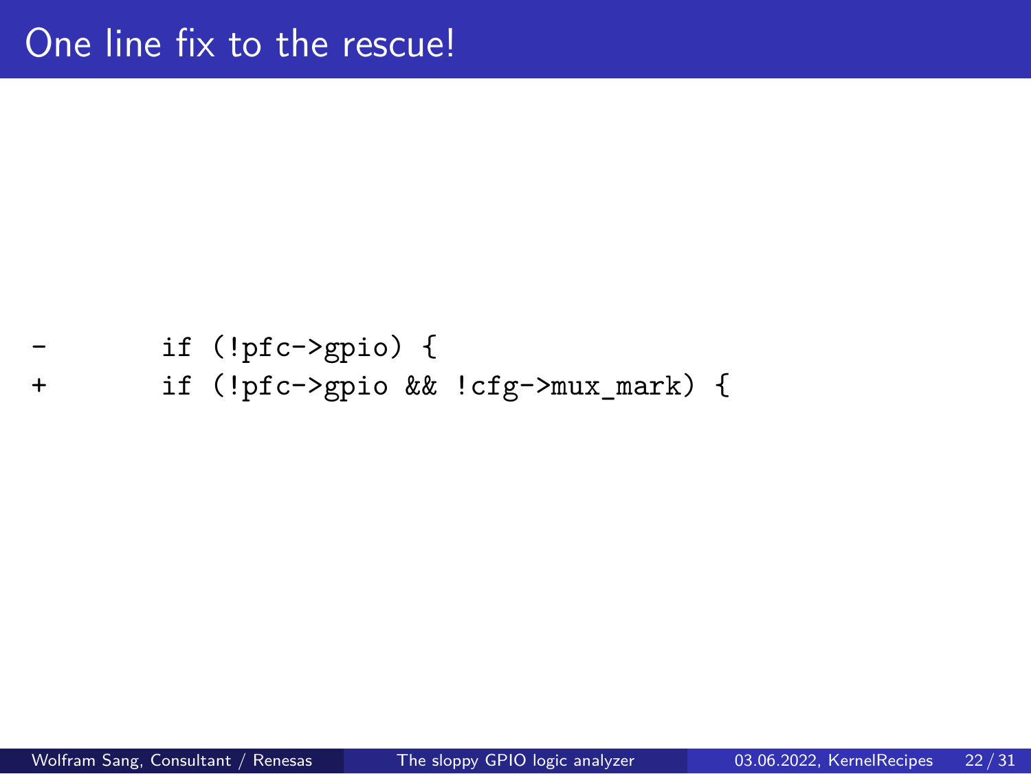# One line fix to the rescue!

```
-       if (!pfc->gpio) {
+       if (!pfc->gpio && !cfg->mux_mark) {
```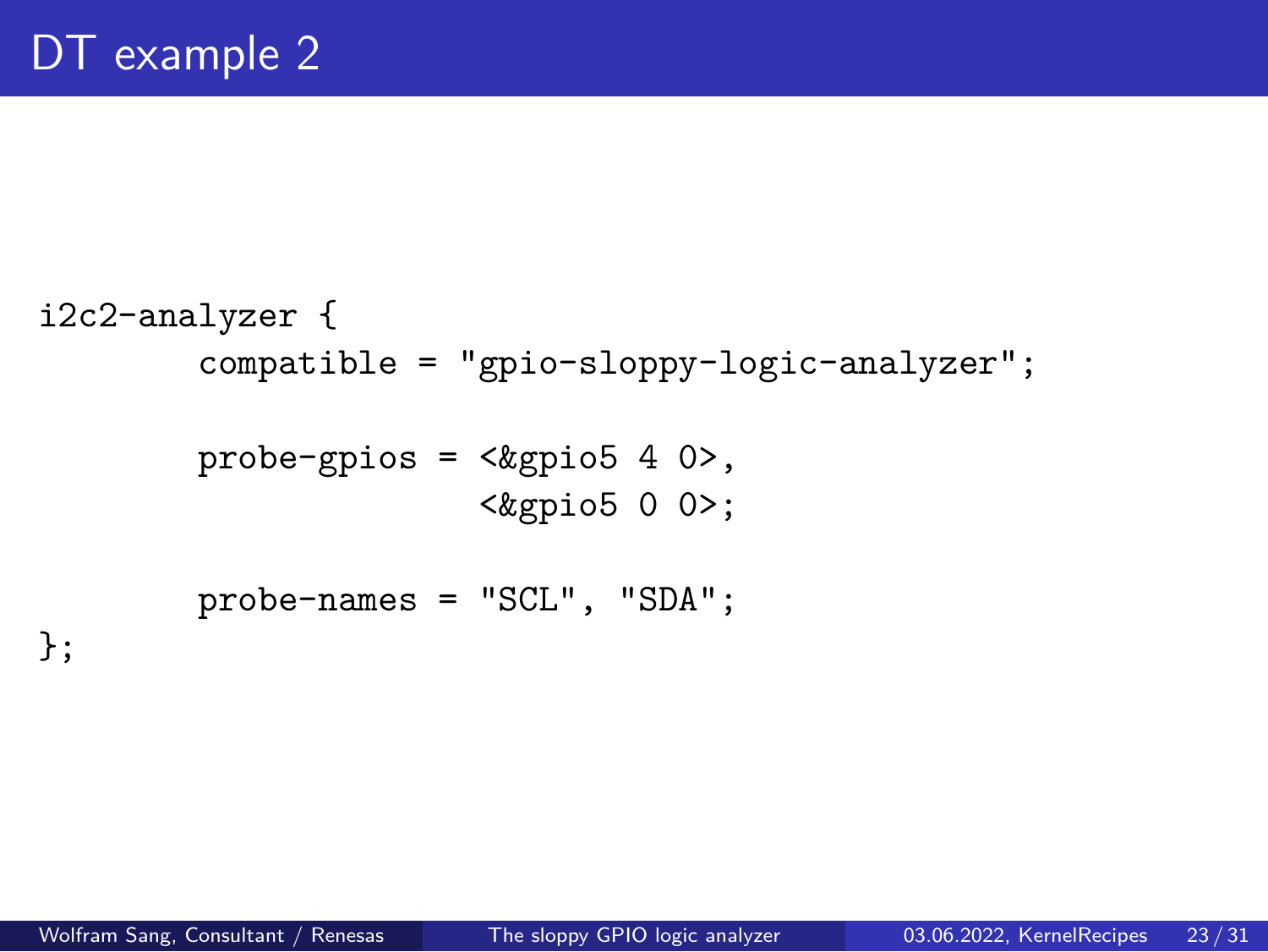# DT example 2

```
i2c2-analyzer {
        compatible = "gpio-sloppy-logic-analyzer";

        probe-gpios = <&gpio5 4 0>,
                      <&gpio5 0 0>;

        probe-names = "SCL", "SDA";
};
```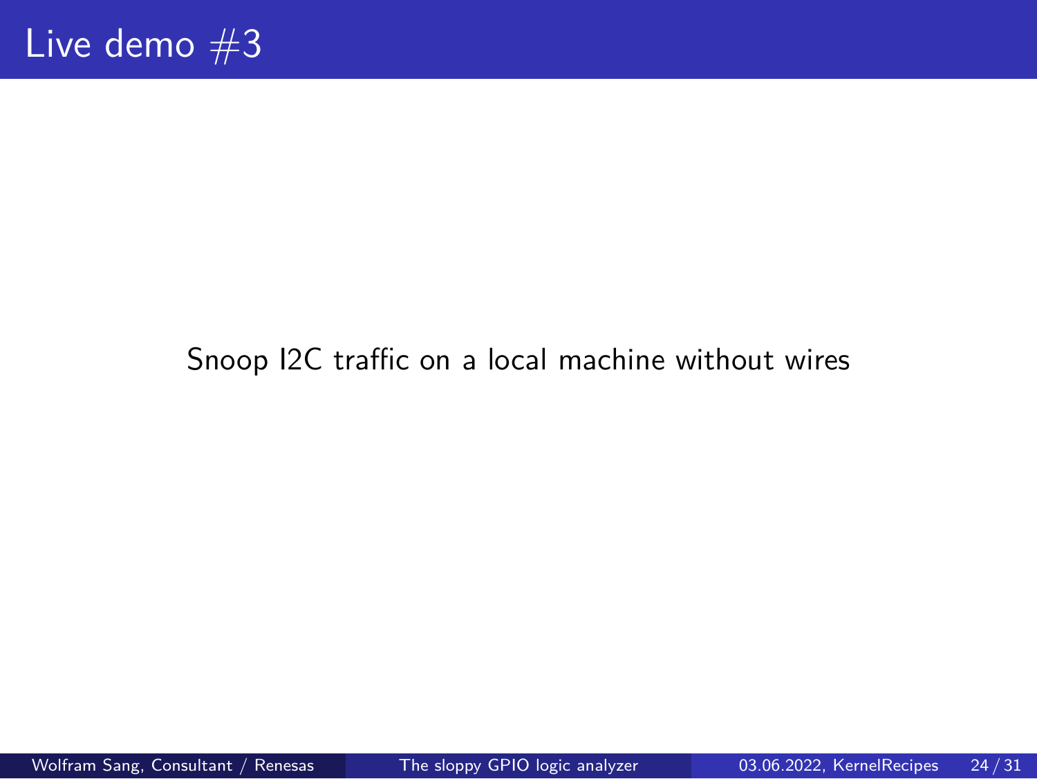# Live demo #3

Snoop I2C traffic on a local machine without wires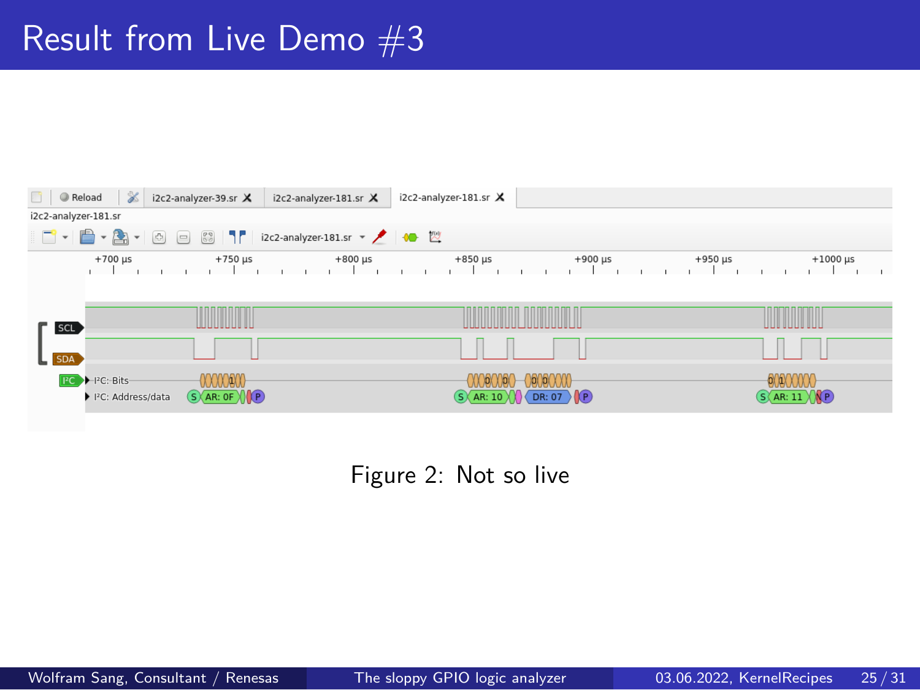# Result from Live Demo #3

Figure 2: Not so live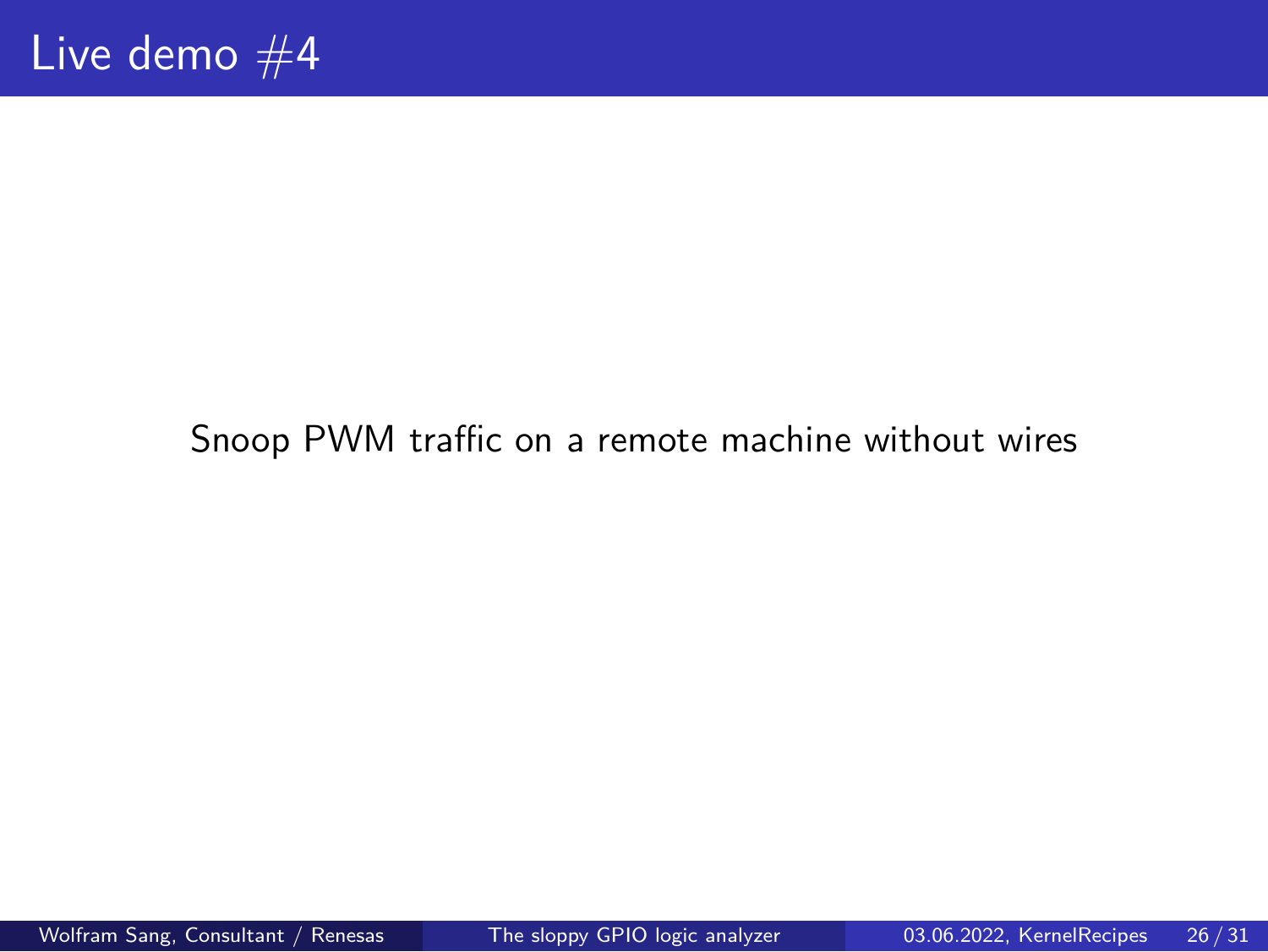# Live demo #4

Snoop PWM traffic on a remote machine without wires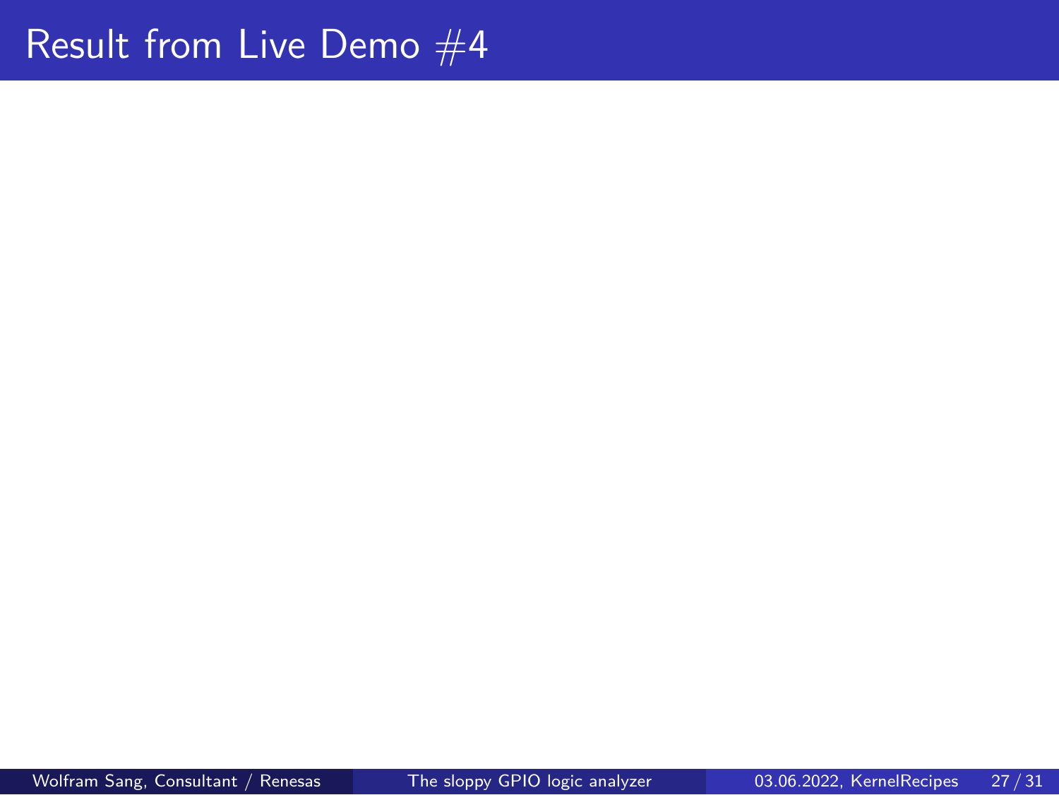# Result from Live Demo #4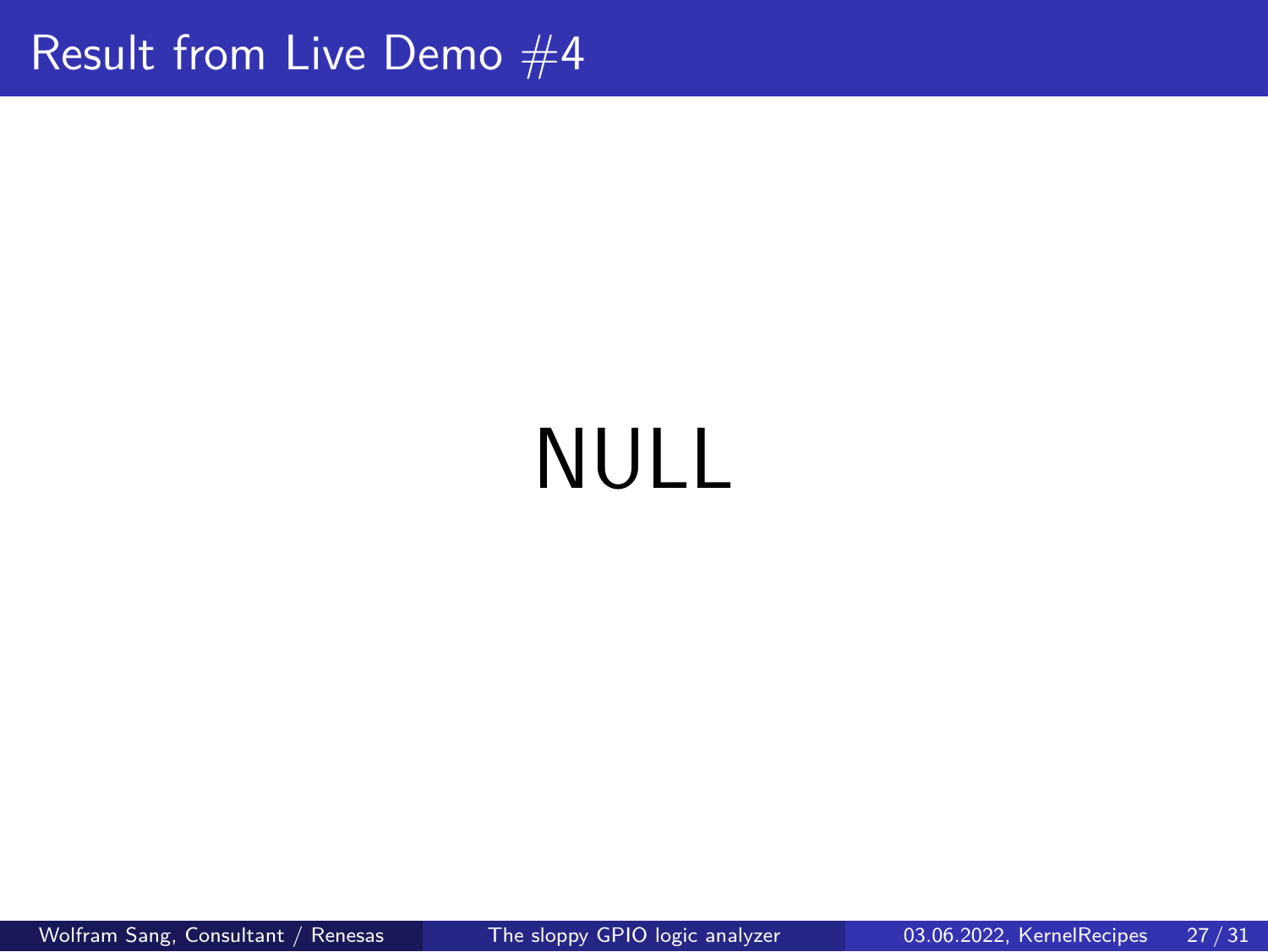# Result from Live Demo #4

NULL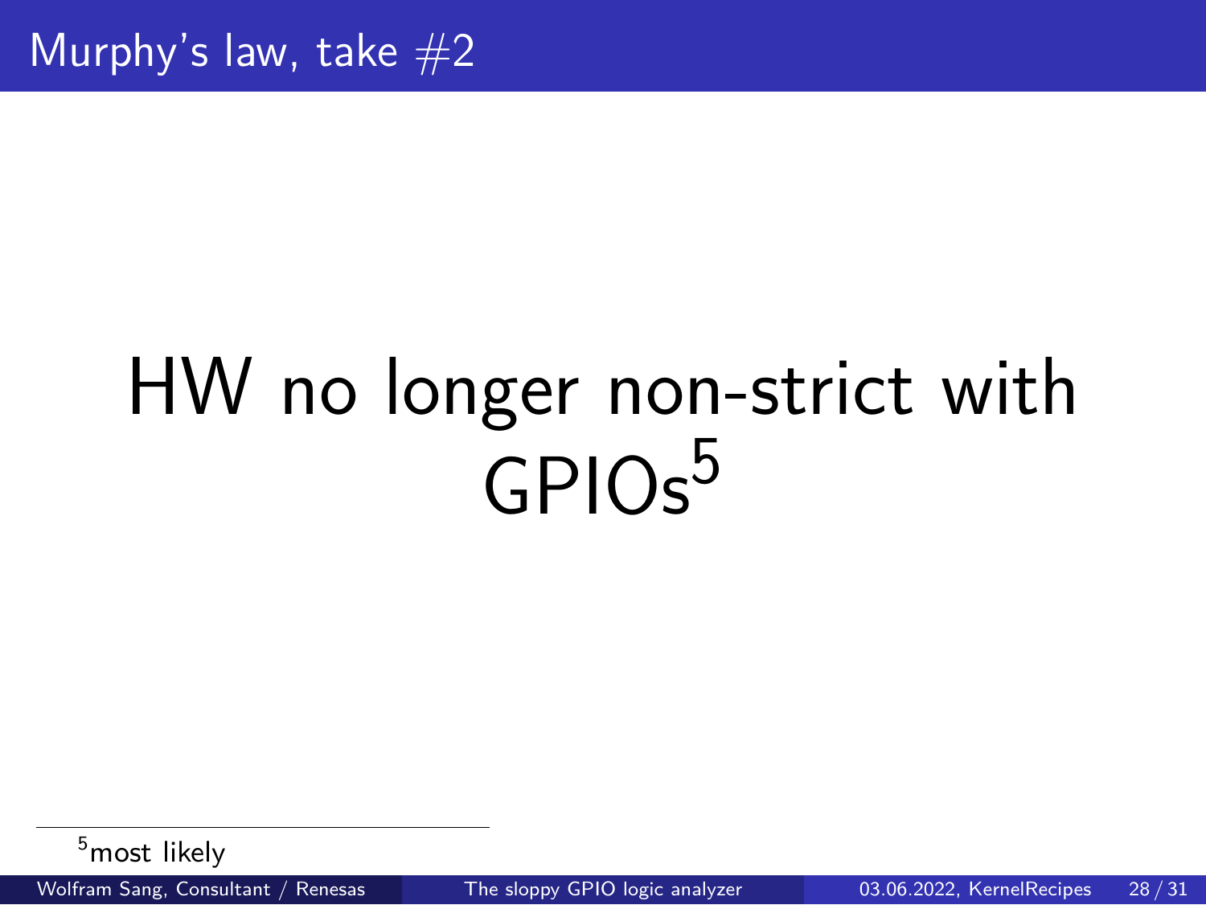# Murphy's law, take #2

HW no longer non-strict with GPIOs[5]

[5] most likely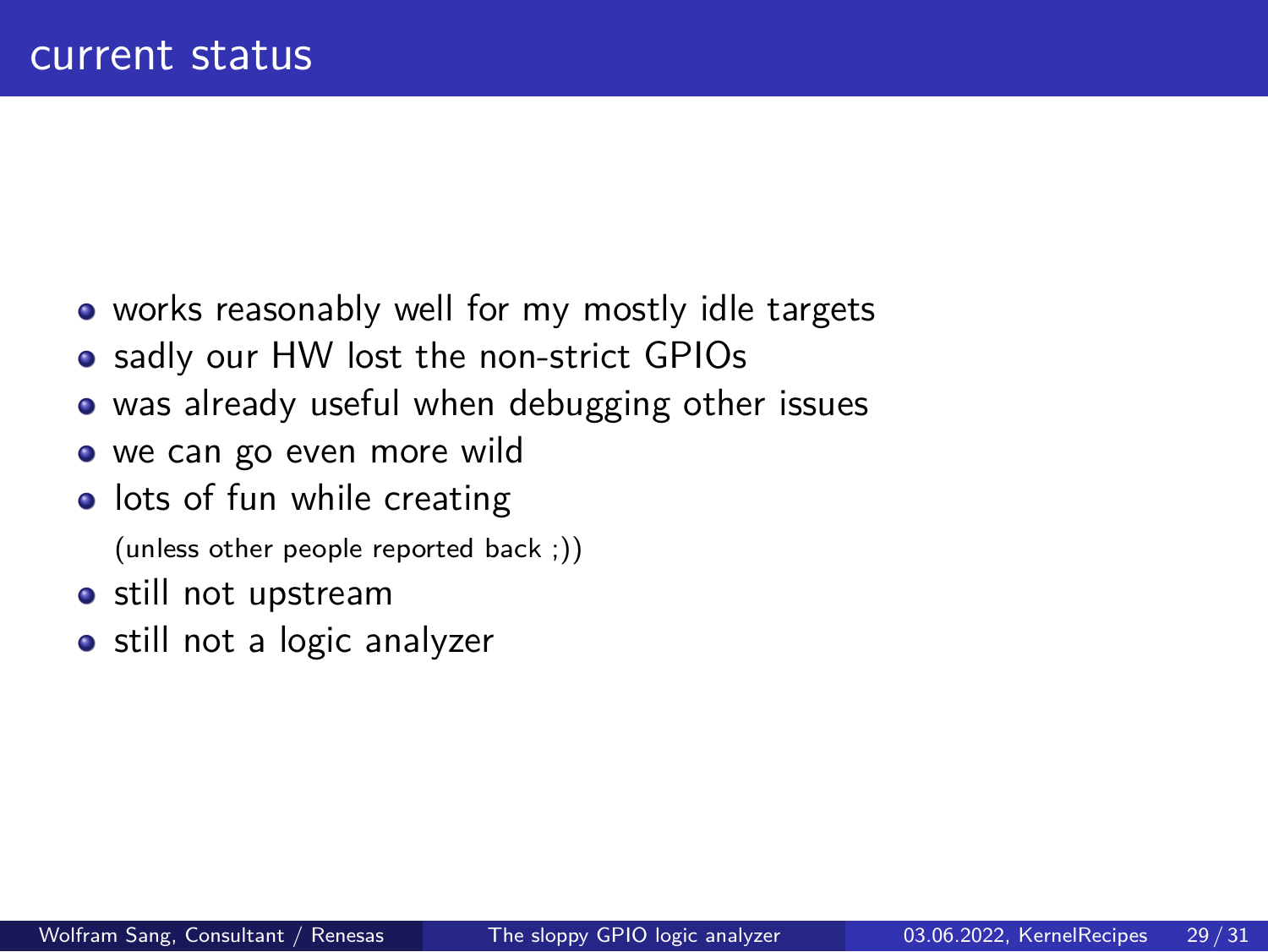# current status

- works reasonably well for my mostly idle targets
- sadly our HW lost the non-strict GPIOs
- was already useful when debugging other issues
- we can go even more wild
- lots of fun while creating
  (unless other people reported back ;))
- still not upstream
- still not a logic analyzer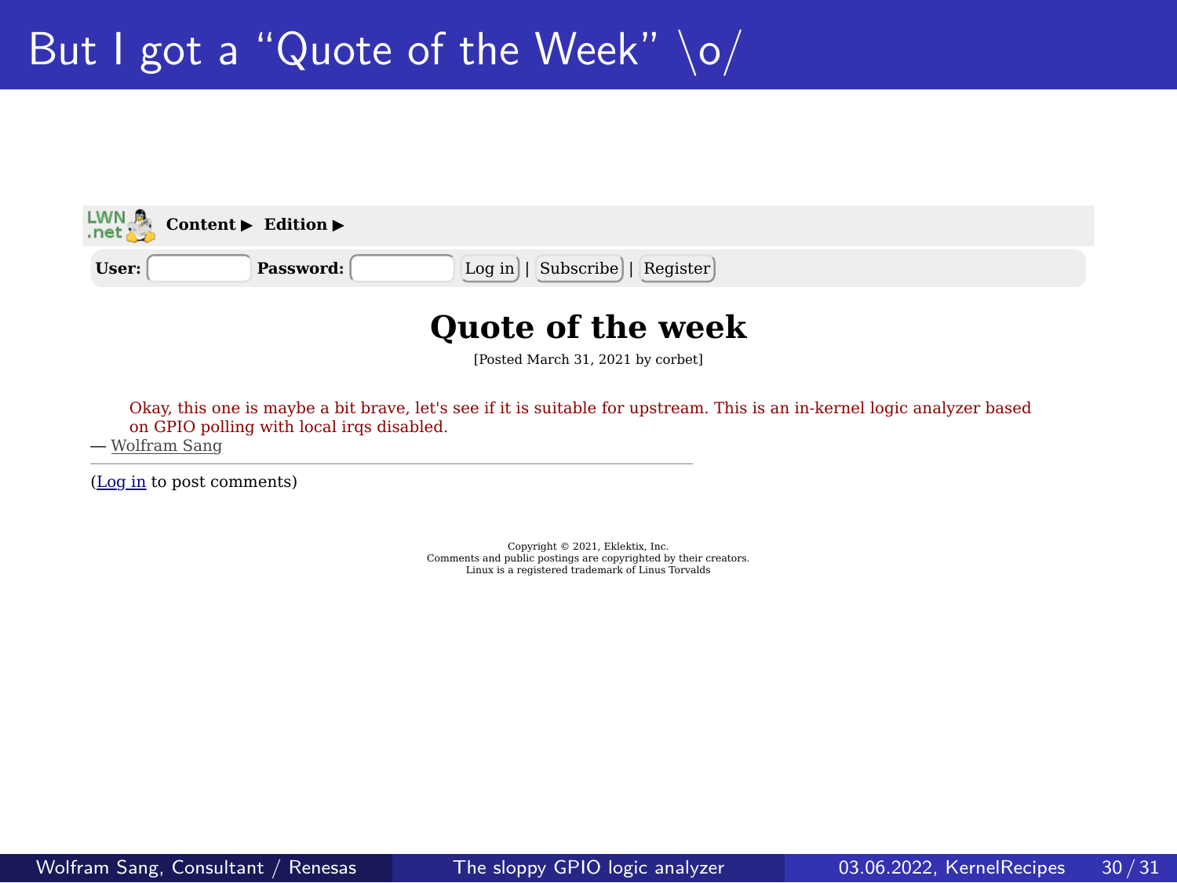# But I got a “Quote of the Week” \o/

LWN.net **Content ▶** **Edition ▶**

**User:** **Password:** Log in | Subscribe | Register

## Quote of the week

[Posted March 31, 2021 by corbet]

> Okay, this one is maybe a bit brave, let's see if it is suitable for upstream. This is an in-kernel logic analyzer based on GPIO polling with local irqs disabled.

— Wolfram Sang

(Log in to post comments)

Copyright © 2021, Eklektix, Inc.
Comments and public postings are copyrighted by their creators.
Linux is a registered trademark of Linus Torvalds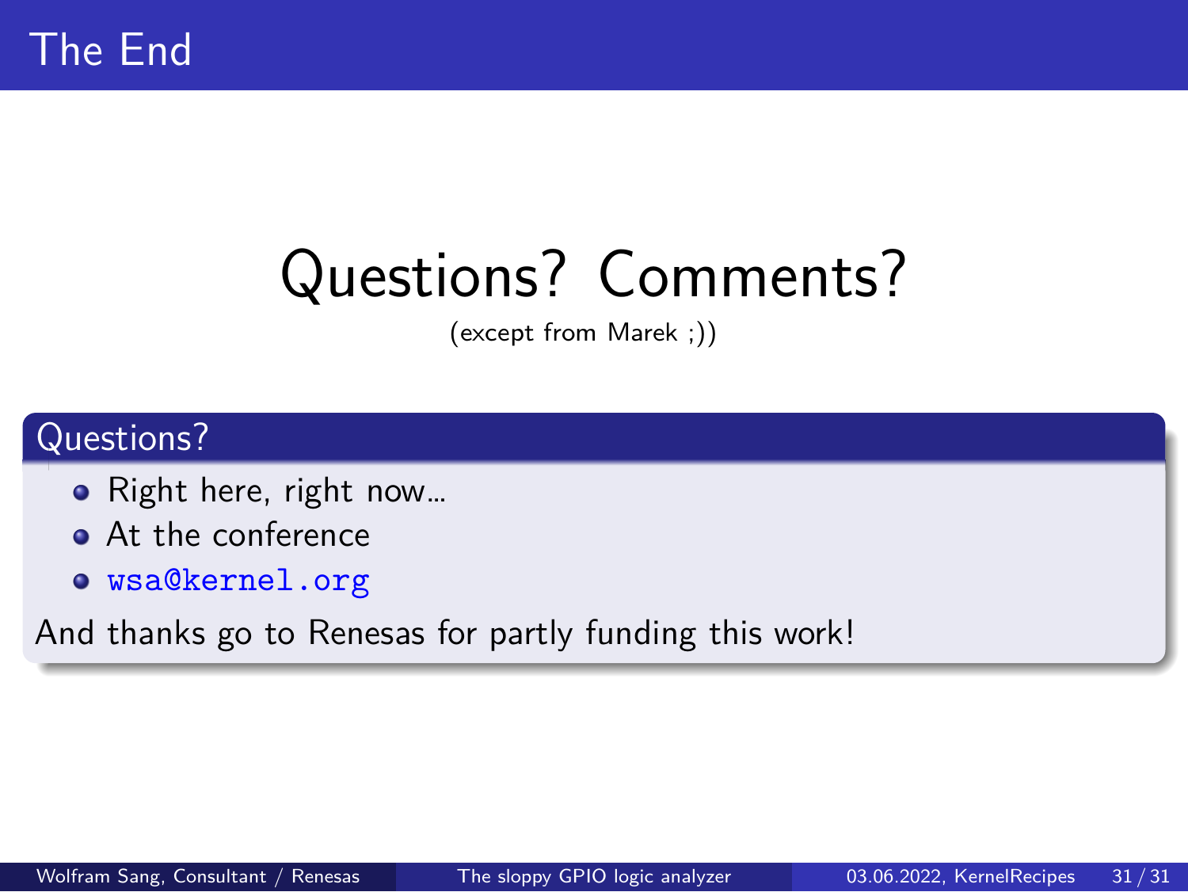# The End

## Questions? Comments?

(except from Marek ;))

### Questions?

- Right here, right now...
- At the conference
- wsa@kernel.org

And thanks go to Renesas for partly funding this work!